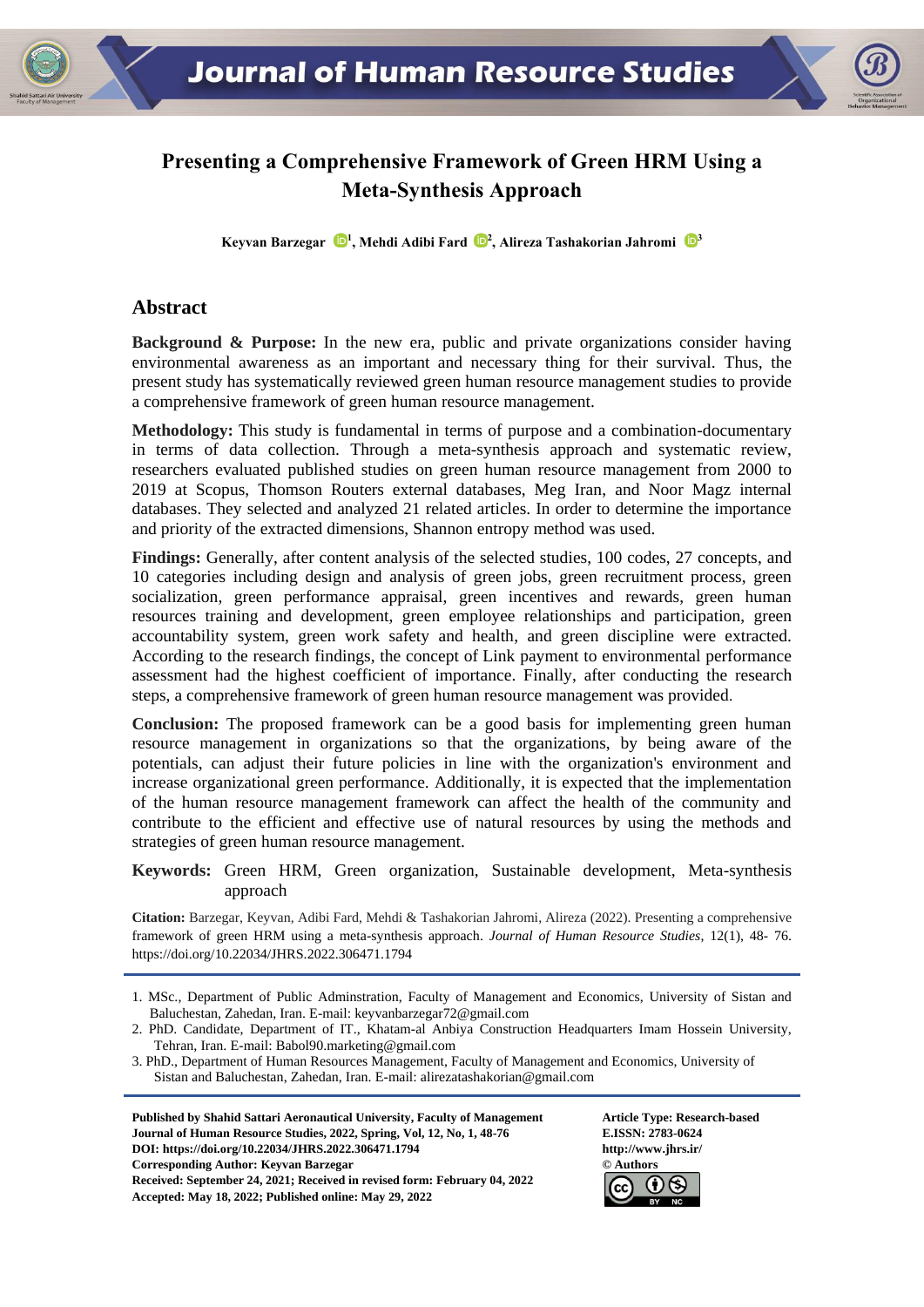# Presenting a Comprehensive Framework of Green HRM Using a Meta-Synthesis Approach

**Keyvan Barzegar [1], Mehdi Adibi Fard [2], Alireza Tashakorian Jahromi [3]**

## Abstract

**Background & Purpose:** In the new era, public and private organizations consider having environmental awareness as an important and necessary thing for their survival. Thus, the present study has systematically reviewed green human resource management studies to provide a comprehensive framework of green human resource management.

**Methodology:** This study is fundamental in terms of purpose and a combination-documentary in terms of data collection. Through a meta-synthesis approach and systematic review, researchers evaluated published studies on green human resource management from 2000 to 2019 at Scopus, Thomson Routers external databases, Meg Iran, and Noor Magz internal databases. They selected and analyzed 21 related articles. In order to determine the importance and priority of the extracted dimensions, Shannon entropy method was used.

**Findings:** Generally, after content analysis of the selected studies, 100 codes, 27 concepts, and 10 categories including design and analysis of green jobs, green recruitment process, green socialization, green performance appraisal, green incentives and rewards, green human resources training and development, green employee relationships and participation, green accountability system, green work safety and health, and green discipline were extracted. According to the research findings, the concept of Link payment to environmental performance assessment had the highest coefficient of importance. Finally, after conducting the research steps, a comprehensive framework of green human resource management was provided.

**Conclusion:** The proposed framework can be a good basis for implementing green human resource management in organizations so that the organizations, by being aware of the potentials, can adjust their future policies in line with the organization's environment and increase organizational green performance. Additionally, it is expected that the implementation of the human resource management framework can affect the health of the community and contribute to the efficient and effective use of natural resources by using the methods and strategies of green human resource management.

**Keywords:** Green HRM, Green organization, Sustainable development, Meta-synthesis approach

**Citation:** Barzegar, Keyvan, Adibi Fard, Mehdi & Tashakorian Jahromi, Alireza (2022). Presenting a comprehensive framework of green HRM using a meta-synthesis approach. *Journal of Human Resource Studies*, 12(1), 48- 76. https://doi.org/10.22034/JHRS.2022.306471.1794

1. MSc., Department of Public Adminstration, Faculty of Management and Economics, University of Sistan and Baluchestan, Zahedan, Iran. E-mail: keyvanbarzegar72@gmail.com
2. PhD. Candidate, Department of IT., Khatam-al Anbiya Construction Headquarters Imam Hossein University, Tehran, Iran. E-mail: Babol90.marketing@gmail.com
3. PhD., Department of Human Resources Management, Faculty of Management and Economics, University of Sistan and Baluchestan, Zahedan, Iran. E-mail: alirezatashakorian@gmail.com

**Published by Shahid Sattari Aeronautical University, Faculty of Management**
**Journal of Human Resource Studies, 2022, Spring, Vol, 12, No, 1, 48-76**
**DOI: https://doi.org/10.22034/JHRS.2022.306471.1794**
**Corresponding Author: Keyvan Barzegar**
**Received: September 24, 2021; Received in revised form: February 04, 2022**
**Accepted: May 18, 2022; Published online: May 29, 2022**

**Article Type: Research-based**
**E.ISSN: 2783-0624**
**http://www.jhrs.ir/**
**© Authors**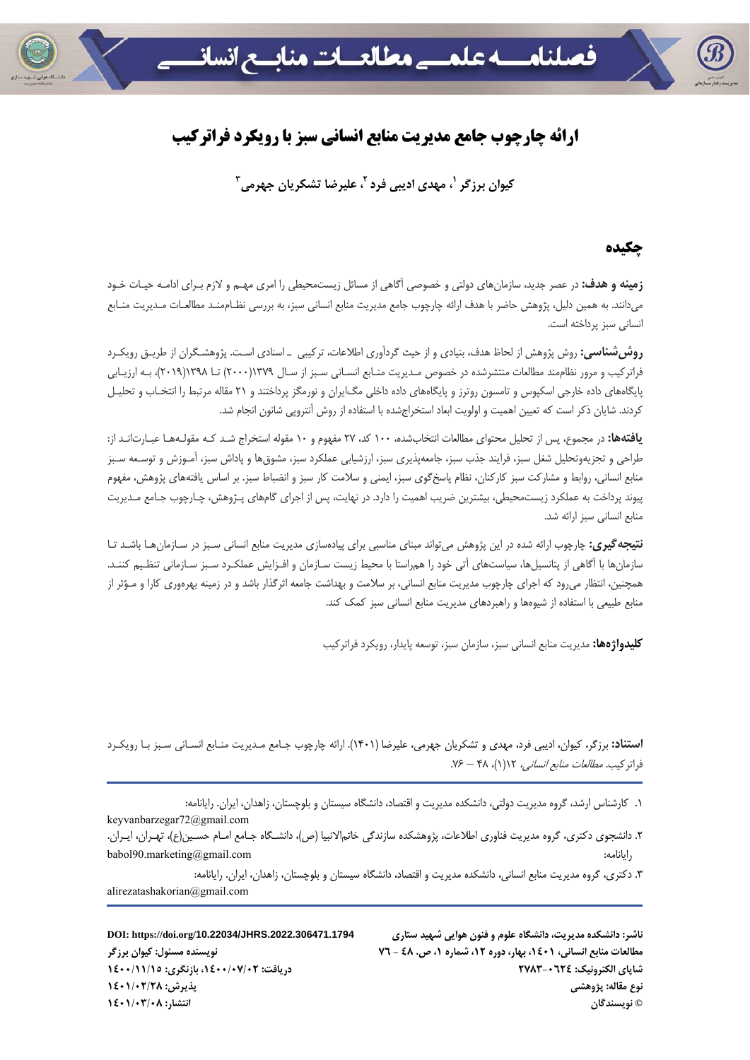# ارائه چارچوب جامع مدیریت منابع انسانی سبز با رویکرد فراترکیب

**کیوان برزگر [1]، مهدی ادیبی فرد [2]، علیرضا تشکریان جهرمی [3]**

## چکیده

**زمینه و هدف:** در عصر جدید، سازمان‌های دولتی و خصوصی آگاهی از مسائل زیست‌محیطی را امری مهم و لازم برای ادامه حیات خود می‌دانند. به همین دلیل، پژوهش حاضر با هدف ارائه چارچوب جامع مدیریت منابع انسانی سبز، به بررسی نظام‌مند مطالعات مدیریت منابع انسانی سبز پرداخته است.

**روش‌شناسی:** روش پژوهش از لحاظ هدف، بنیادی و از حیث گردآوری اطلاعات، ترکیبی ـ اسنادی است. پژوهشگران از طریق رویکرد فراترکیب و مرور نظام‌مند مطالعات منتشرشده در خصوص مدیریت منابع انسانی سبز از سال ۱۳۷۹(۲۰۰۰) تا ۱۳۹۸(۲۰۱۹)، به ارزیابی پایگاه‌های داده خارجی اسکپوس و تامسون روترز و پایگاه‌های داده داخلی مگ‌ایران و نورمگز پرداختند و ۲۱ مقاله مرتبط را انتخاب و تحلیل کردند. شایان ذکر است که تعیین اهمیت و اولویت ابعاد استخراج‌شده با استفاده از روش آنتروپی شانون انجام شد.

**یافته‌ها:** در مجموع، پس از تحلیل محتوای مطالعات انتخاب‌شده، ۱۰۰ کد، ۲۷ مفهوم و ۱۰ مقوله استخراج شد که مقوله‌ها عبارت‌اند از: طراحی و تجزیه‌وتحلیل شغل سبز، فرایند جذب سبز، جامعه‌پذیری سبز، ارزشیابی عملکرد سبز، مشوق‌ها و پاداش سبز، آموزش و توسعه سبز منابع انسانی، روابط و مشارکت سبز کارکنان، نظام پاسخ‌گوی سبز، ایمنی و سلامت کار سبز و انضباط سبز. بر اساس یافته‌های پژوهش، مفهوم پیوند پرداخت به عملکرد زیست‌محیطی، بیشترین ضریب اهمیت را دارد. در نهایت، پس از اجرای گام‌های پژوهش، چارچوب جامع مدیریت منابع انسانی سبز ارائه شد.

**نتیجه‌گیری:** چارچوب ارائه شده در این پژوهش می‌تواند مبنای مناسبی برای پیاده‌سازی مدیریت منابع انسانی سبز در سازمان‌ها باشد تا سازمان‌ها با آگاهی از پتانسیل‌ها، سیاست‌های آتی خود را هم‌راستا با محیط زیست سازمان و افزایش عملکرد سبز سازمانی تنظیم کنند. همچنین، انتظار می‌رود که اجرای چارچوب مدیریت منابع انسانی، بر سلامت و بهداشت جامعه اثرگذار باشد و در زمینه بهره‌وری کارا و مؤثر از منابع طبیعی با استفاده از شیوه‌ها و راهبردهای مدیریت منابع انسانی سبز کمک کند.

**کلیدواژه‌ها:** مدیریت منابع انسانی سبز، سازمان سبز، توسعه پایدار، رویکرد فراترکیب

---

**استناد:** برزگر، کیوان، ادیبی فرد، مهدی و تشکریان جهرمی، علیرضا (۱۴۰۱). ارائه چارچوب جامع مدیریت منابع انسانی سبز با رویکرد فراترکیب. *مطالعات منابع انسانی*، ۱۲(۱)، ۴۸ – ۷۶.

---

۱. کارشناس ارشد، گروه مدیریت دولتی، دانشکده مدیریت و اقتصاد، دانشگاه سیستان و بلوچستان، زاهدان، ایران. رایانامه: keyvanbarzegar72@gmail.com

۲. دانشجوی دکتری، گروه مدیریت فناوری اطلاعات، پژوهشکده سازندگی خاتم‌الانبیا (ص)، دانشگاه جامع امام حسین(ع)، تهران، ایران. رایانامه: babol90.marketing@gmail.com

۳. دکتری، گروه مدیریت منابع انسانی، دانشکده مدیریت و اقتصاد، دانشگاه سیستان و بلوچستان، زاهدان، ایران. رایانامه: alirezatashakorian@gmail.com

---

**ناشر: دانشکده مدیریت، دانشگاه علوم و فنون هوایی شهید ستاری**
**مطالعات منابع انسانی، ۱۴۰۱، بهار، دوره ۱۲، شماره ۱، ص. ۴۸ - ۷۶**
**شاپای الکترونیک: ۰۶۲۴-۲۷۸۳**
**نوع مقاله: پژوهشی**
**© نویسندگان**

**DOI: https://doi.org/10.22034/JHRS.2022.306471.1794**
**نویسنده مسئول: کیوان برزگر**
**دریافت: ۱۴۰۰/۰۷/۰۲، بازنگری: ۱۴۰۰/۱۱/۱۵**
**پذیرش: ۱۴۰۱/۰۲/۲۸**
**انتشار: ۱۴۰۱/۰۳/۰۸**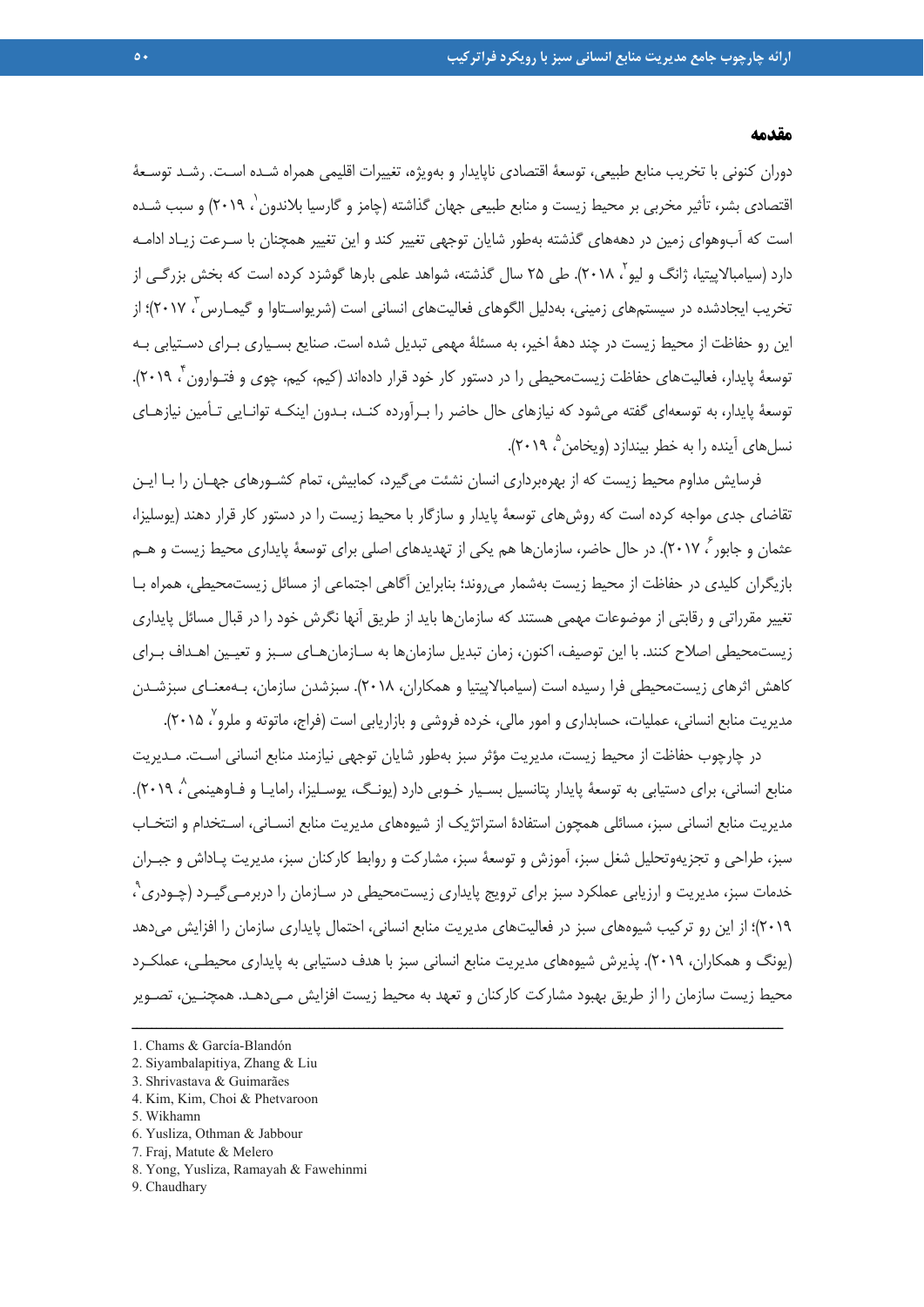## مقدمه

دوران کنونی با تخریب منابع طبیعی، توسعهٔ اقتصادی ناپایدار و به‌ویژه، تغییرات اقلیمی همراه شده است. رشد توسعهٔ اقتصادی بشر، تأثیر مخربی بر محیط زیست و منابع طبیعی جهان گذاشته (چامز و گارسیا بلاندون[1]، ۲۰۱۹) و سبب شده است که آب‌وهوای زمین در دهه‌های گذشته به‌طور شایان توجهی تغییر کند و این تغییر همچنان با سرعت زیاد ادامه دارد (سیامبالاپیتیا، ژانگ و لیو[2]، ۲۰۱۸). طی ۲۵ سال گذشته، شواهد علمی بارها گوشزد کرده است که بخش بزرگی از تخریب ایجادشده در سیستم‌های زمینی، به‌دلیل الگوهای فعالیت‌های انسانی است (شریواستاوا و گیمارس[3]، ۲۰۱۷)؛ از این رو حفاظت از محیط زیست در چند دهۀ اخیر، به مسئلۀ مهمی تبدیل شده است. صنایع بسیاری برای دستیابی به توسعۀ پایدار، فعالیت‌های حفاظت زیست‌محیطی را در دستور کار خود قرار داده‌اند (کیم، کیم، چوی و فتوارون[4]، ۲۰۱۹). توسعۀ پایدار، به توسعه‌ای گفته می‌شود که نیازهای حال حاضر را برآورده کند، بدون اینکه توانایی تأمین نیازهای نسل‌های آینده را به خطر بیندازد (ویخامن[5]، ۲۰۱۹).

فرسایش مداوم محیط زیست که از بهره‌برداری انسان نشئت می‌گیرد، کمابیش، تمام کشورهای جهان را با این تقاضای جدی مواجه کرده است که روش‌های توسعۀ پایدار و سازگار با محیط زیست را در دستور کار قرار دهند (یوسلیزا، عثمان و جابور[6]، ۲۰۱۷). در حال حاضر، سازمان‌ها هم یکی از تهدیدهای اصلی برای توسعۀ پایداری محیط زیست و هم بازیگران کلیدی در حفاظت از محیط زیست به‌شمار می‌روند؛ بنابراین آگاهی اجتماعی از مسائل زیست‌محیطی، همراه با تغییر مقرراتی و رقابتی از موضوعات مهمی هستند که سازمان‌ها باید از طریق آنها نگرش خود را در قبال مسائل پایداری زیست‌محیطی اصلاح کنند. با این توصیف، اکنون، زمان تبدیل سازمان‌ها به سازمان‌های سبز و تعیین اهداف برای کاهش اثرهای زیست‌محیطی فرا رسیده است (سیامبالاپیتیا و همکاران، ۲۰۱۸). سبزشدن سازمان، به‌معنای سبزشدن مدیریت منابع انسانی، عملیات، حسابداری و امور مالی، خرده فروشی و بازاریابی است (فراج، ماتوته و ملرو[7]، ۲۰۱۵).

در چارچوب حفاظت از محیط زیست، مدیریت مؤثر سبز به‌طور شایان توجهی نیازمند منابع انسانی است. مدیریت منابع انسانی، برای دستیابی به توسعۀ پایدار پتانسیل بسیار خوبی دارد (یونگ، یوسلیزا، رامایا و فاوهینمی[8]، ۲۰۱۹). مدیریت منابع انسانی سبز، مسائلی همچون استفادۀ استراتژیک از شیوه‌های مدیریت منابع انسانی، استخدام و انتخاب سبز، طراحی و تجزیه‌وتحلیل شغل سبز، آموزش و توسعۀ سبز، مشارکت و روابط کارکنان سبز، مدیریت پاداش و جبران خدمات سبز، مدیریت و ارزیابی عملکرد سبز برای ترویج پایداری زیست‌محیطی در سازمان در برمی‌گیرد (چودری[9]، ۲۰۱۹)؛ از این رو ترکیب شیوه‌های سبز در فعالیت‌های مدیریت منابع انسانی، احتمال پایداری سازمان را افزایش می‌دهد (یونگ و همکاران، ۲۰۱۹). پذیرش شیوه‌های مدیریت منابع انسانی سبز با هدف دستیابی به پایداری محیطی، عملکرد محیط زیست سازمان را از طریق بهبود مشارکت کارکنان و تعهد به محیط زیست افزایش می‌دهد. همچنین، تصویر

---

1. Chams & García-Blandón
2. Siyambalapitiya, Zhang & Liu
3. Shrivastava & Guimarães
4. Kim, Kim, Choi & Phetvaroon
5. Wikhamn
6. Yusliza, Othman & Jabbour
7. Fraj, Matute & Melero
8. Yong, Yusliza, Ramayah & Fawehinmi
9. Chaudhary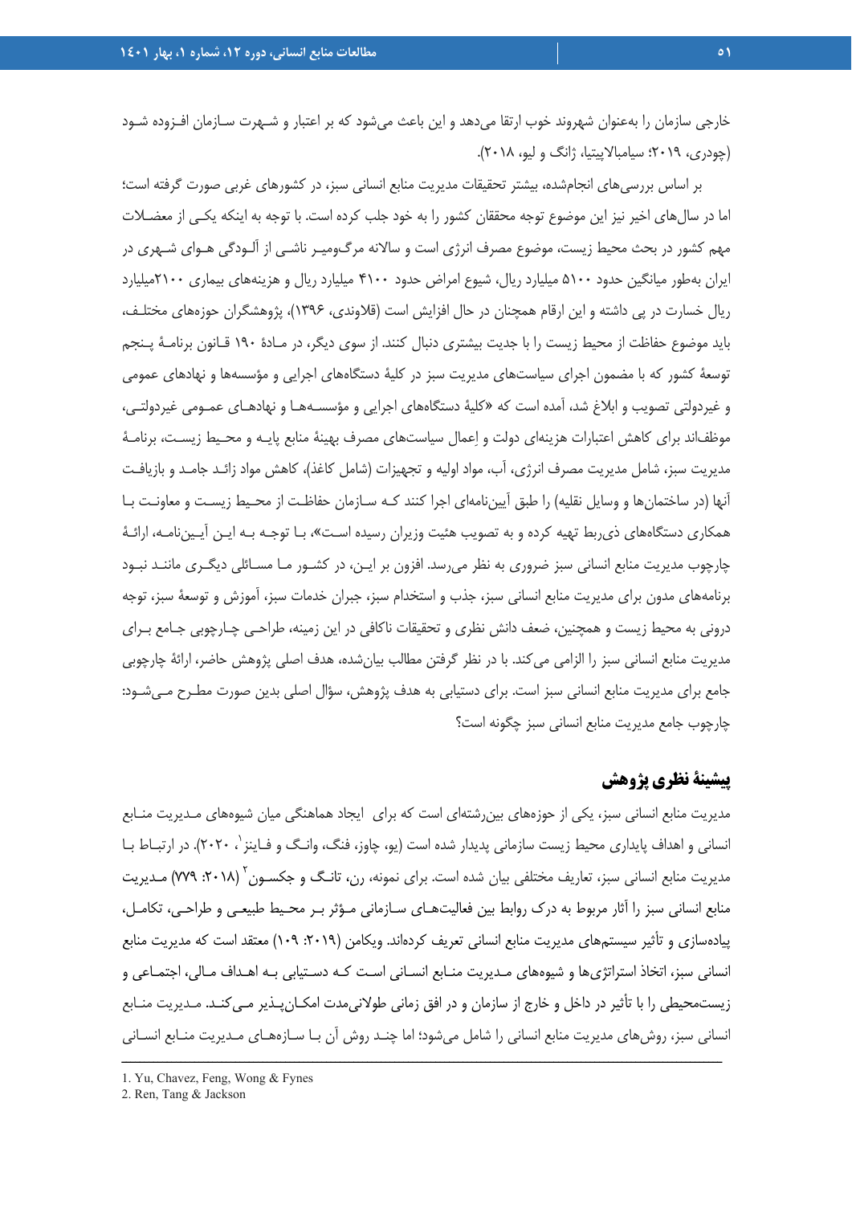خارجی سازمان را به‌عنوان شهروند خوب ارتقا می‌دهد و این باعث می‌شود که بر اعتبار و شهرت سازمان افزوده شود (چودری، ۲۰۱۹؛ سیامبالاپیتیا، ژانگ و لیو، ۲۰۱۸).

بر اساس بررسی‌های انجام‌شده، بیشتر تحقیقات مدیریت منابع انسانی سبز، در کشورهای غربی صورت گرفته است؛ اما در سال‌های اخیر نیز این موضوع توجه محققان کشور را به خود جلب کرده است. با توجه به اینکه یکی از معضلات مهم کشور در بحث محیط زیست، موضوع مصرف انرژی است و سالانه مرگ‌ومیر ناشی از آلودگی هوای شهری در ایران به‌طور میانگین حدود ۵۱۰۰ میلیارد ریال، شیوع امراض حدود ۴۱۰۰ میلیارد ریال و هزینه‌های بیماری ۲۱۰۰میلیارد ریال خسارت در پی داشته و این ارقام همچنان در حال افزایش است (قلاوندی، ۱۳۹۶)، پژوهشگران حوزه‌های مختلف، باید موضوع حفاظت از محیط زیست را با جدیت بیشتری دنبال کنند. از سوی دیگر، در مادهٔ ۱۹۰ قانون برنامهٔ پنجم توسعهٔ کشور که با مضمون اجرای سیاست‌های مدیریت سبز در کلیهٔ دستگاه‌های اجرایی و مؤسسه‌ها و نهادهای عمومی و غیردولتی تصویب و ابلاغ شد، آمده است که «کلیهٔ دستگاه‌های اجرایی و مؤسسه‌ها و نهادهای عمومی غیردولتی، موظف‌اند برای کاهش اعتبارات هزینه‌ای دولت و اِعمال سیاست‌های مصرف بهینهٔ منابع پایه و محیط زیست، برنامهٔ مدیریت سبز، شامل مدیریت مصرف انرژی، آب، مواد اولیه و تجهیزات (شامل کاغذ)، کاهش مواد زائد جامد و بازیافت آنها (در ساختمان‌ها و وسایل نقلیه) را طبق آیین‌نامه‌ای اجرا کنند که سازمان حفاظت از محیط زیست و معاونت با همکاری دستگاه‌های ذی‌ربط تهیه کرده و به تصویب هیئت وزیران رسیده است»، با توجه به این آیین‌نامه، ارائهٔ چارچوب مدیریت منابع انسانی سبز ضروری به نظر می‌رسد. افزون بر این، در کشور ما مسائلی دیگری مانند نبود برنامه‌های مدون برای مدیریت منابع انسانی سبز، جذب و استخدام سبز، جبران خدمات سبز، آموزش و توسعهٔ سبز، توجه درونی به محیط زیست و همچنین، ضعف دانش نظری و تحقیقات ناکافی در این زمینه، طراحی چارچوبی جامع برای مدیریت منابع انسانی سبز را الزامی می‌کند. با در نظر گرفتن مطالب بیان‌شده، هدف اصلی پژوهش حاضر، ارائهٔ چارچوبی جامع برای مدیریت منابع انسانی سبز است. برای دستیابی به هدف پژوهش، سؤال اصلی بدین صورت مطرح می‌شود: چارچوب جامع مدیریت منابع انسانی سبز چگونه است؟

## پیشینهٔ نظری پژوهش

مدیریت منابع انسانی سبز، یکی از حوزه‌های بین‌رشته‌ای است که برای ایجاد هماهنگی میان شیوه‌های مدیریت منابع انسانی و اهداف پایداری محیط زیست سازمانی پدیدار شده است (یو، چاوز، فنگ، وانگ و فاینز[1]، ۲۰۲۰). در ارتباط با مدیریت منابع انسانی سبز، تعاریف مختلفی بیان شده است. برای نمونه، رن، تانگ و جکسون[2] (۲۰۱۸: ۷۷۹) مدیریت منابع انسانی سبز را آثار مربوط به درک روابط بین فعالیت‌های سازمانی مؤثر بر محیط طبیعی و طراحی، تکامل، پیاده‌سازی و تأثیر سیستم‌های مدیریت منابع انسانی تعریف کرده‌اند. ویکامن (۲۰۱۹: ۱۰۹) معتقد است که مدیریت منابع انسانی سبز، اتخاذ استراتژی‌ها و شیوه‌های مدیریت منابع انسانی است که دستیابی به اهداف مالی، اجتماعی و زیست‌محیطی را با تأثیر در داخل و خارج از سازمان و در افق زمانی طولانی‌مدت امکان‌پذیر می‌کند. مدیریت منابع انسانی سبز، روش‌های مدیریت منابع انسانی را شامل می‌شود؛ اما چند روش آن با سازه‌های مدیریت منابع انسانی

---

1. Yu, Chavez, Feng, Wong & Fynes
2. Ren, Tang & Jackson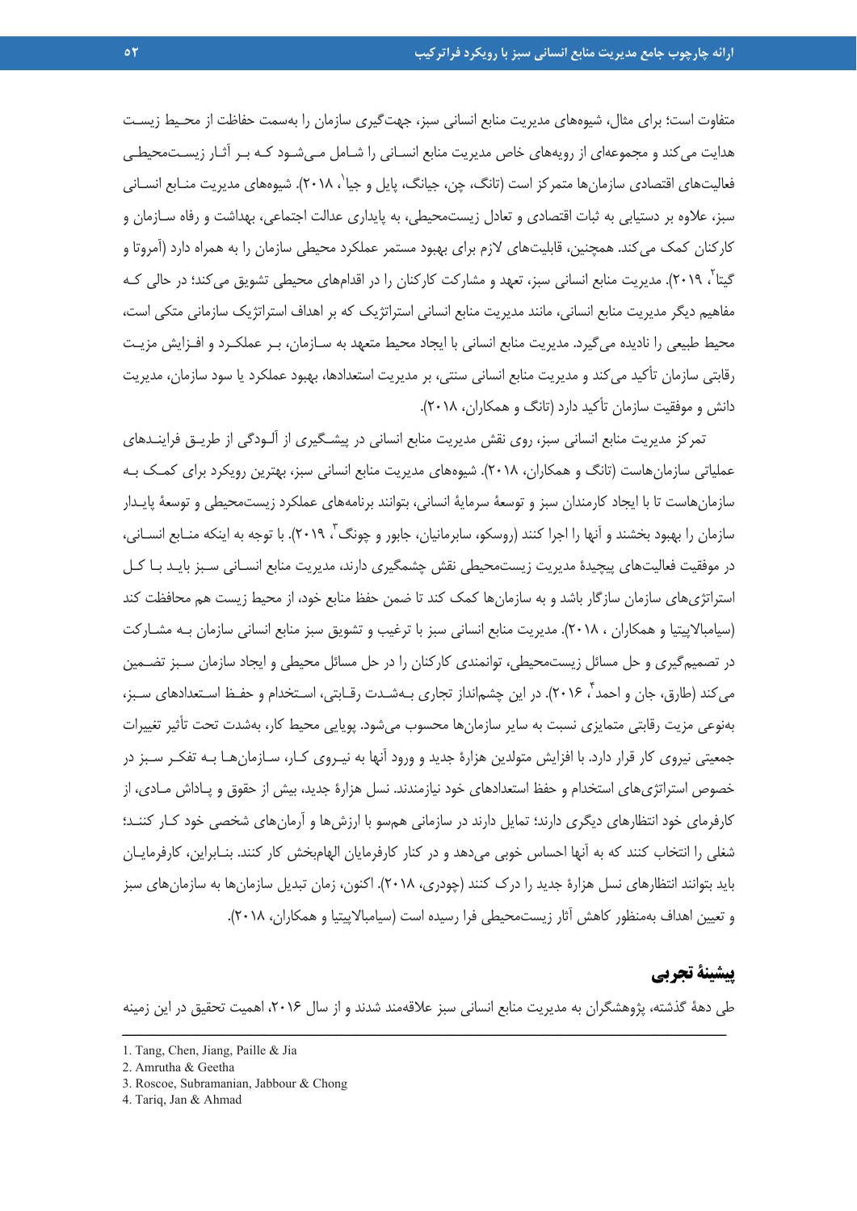متفاوت است؛ برای مثال، شیوه‌های مدیریت منابع انسانی سبز، جهت‌گیری سازمان را به‌سمت حفاظت از محیط زیست هدایت می‌کند و مجموعه‌ای از رویه‌های خاص مدیریت منابع انسانی را شامل می‌شود که بر آثار زیست‌محیطی فعالیت‌های اقتصادی سازمان‌ها متمرکز است (تانگ، چن، جیانگ، پایل و جیا[1]، ۲۰۱۸). شیوه‌های مدیریت منابع انسانی سبز، علاوه بر دستیابی به ثبات اقتصادی و تعادل زیست‌محیطی، به پایداری عدالت اجتماعی، بهداشت و رفاه سازمان و کارکنان کمک می‌کند. همچنین، قابلیت‌های لازم برای بهبود مستمر عملکرد محیطی سازمان را به همراه دارد (آمروتا و گیتا[2]، ۲۰۱۹). مدیریت منابع انسانی سبز، تعهد و مشارکت کارکنان را در اقدام‌های محیطی تشویق می‌کند؛ در حالی که مفاهیم دیگر مدیریت منابع انسانی، مانند مدیریت منابع انسانی استراتژیک که بر اهداف استراتژیک سازمانی متکی است، محیط طبیعی را نادیده می‌گیرد. مدیریت منابع انسانی با ایجاد محیط متعهد به سازمان، بر عملکرد و افزایش مزیت رقابتی سازمان تأکید می‌کند و مدیریت منابع انسانی سنتی، بر مدیریت استعدادها، بهبود عملکرد یا سود سازمان، مدیریت دانش و موفقیت سازمان تأکید دارد (تانگ و همکاران، ۲۰۱۸).

تمرکز مدیریت منابع انسانی سبز، روی نقش مدیریت منابع انسانی در پیشگیری از آلودگی از طریق فرایندهای عملیاتی سازمان‌هاست (تانگ و همکاران، ۲۰۱۸). شیوه‌های مدیریت منابع انسانی سبز، بهترین رویکرد برای کمک به سازمان‌هاست تا با ایجاد کارمندان سبز و توسعهٔ سرمایهٔ انسانی، بتوانند برنامه‌های عملکرد زیست‌محیطی و توسعهٔ پایدار سازمان را بهبود بخشند و آنها را اجرا کنند (روسکو، سابرمانیان، جابور و چونگ[3]، ۲۰۱۹). با توجه به اینکه منابع انسانی، در موفقیت فعالیت‌های پیچیدهٔ مدیریت زیست‌محیطی نقش چشمگیری دارند، مدیریت منابع انسانی سبز باید با کل استراتژی‌های سازمان سازگار باشد و به سازمان‌ها کمک کند تا ضمن حفظ منابع خود، از محیط زیست هم محافظت کند (سیامبالاپیتیا و همکاران ، ۲۰۱۸). مدیریت منابع انسانی سبز با ترغیب و تشویق سبز منابع انسانی سازمان به مشارکت در تصمیم‌گیری و حل مسائل زیست‌محیطی، توانمندی کارکنان را در حل مسائل محیطی و ایجاد سازمان سبز تضمین می‌کند (طارق، جان و احمد[4]، ۲۰۱۶). در این چشم‌انداز تجاری به‌شدت رقابتی، استخدام و حفظ استعدادهای سبز، به‌نوعی مزیت رقابتی متمایزی نسبت به سایر سازمان‌ها محسوب می‌شود. پویایی محیط کار، به‌شدت تحت تأثیر تغییرات جمعیتی نیروی کار قرار دارد. با افزایش متولدین هزارهٔ جدید و ورود آنها به نیروی کار، سازمان‌ها به تفکر سبز در خصوص استراتژی‌های استخدام و حفظ استعدادهای خود نیازمندند. نسل هزارهٔ جدید، بیش از حقوق و پاداش مادی، از کارفرمای خود انتظارهای دیگری دارند؛ تمایل دارند در سازمانی هم‌سو با ارزش‌ها و آرمان‌های شخصی خود کار کنند؛ شغلی را انتخاب کنند که به آنها احساس خوبی می‌دهد و در کنار کارفرمایان الهام‌بخش کار کنند. بنابراین، کارفرمایان باید بتوانند انتظارهای نسل هزارهٔ جدید را درک کنند (چودری، ۲۰۱۸). اکنون، زمان تبدیل سازمان‌ها به سازمان‌های سبز و تعیین اهداف به‌منظور کاهش آثار زیست‌محیطی فرا رسیده است (سیامبالاپیتیا و همکاران، ۲۰۱۸).

## پیشینهٔ تجربی

طی دههٔ گذشته، پژوهشگران به مدیریت منابع انسانی سبز علاقه‌مند شدند و از سال ۲۰۱۶، اهمیت تحقیق در این زمینه

---

1. Tang, Chen, Jiang, Paille & Jia
2. Amrutha & Geetha
3. Roscoe, Subramanian, Jabbour & Chong
4. Tariq, Jan & Ahmad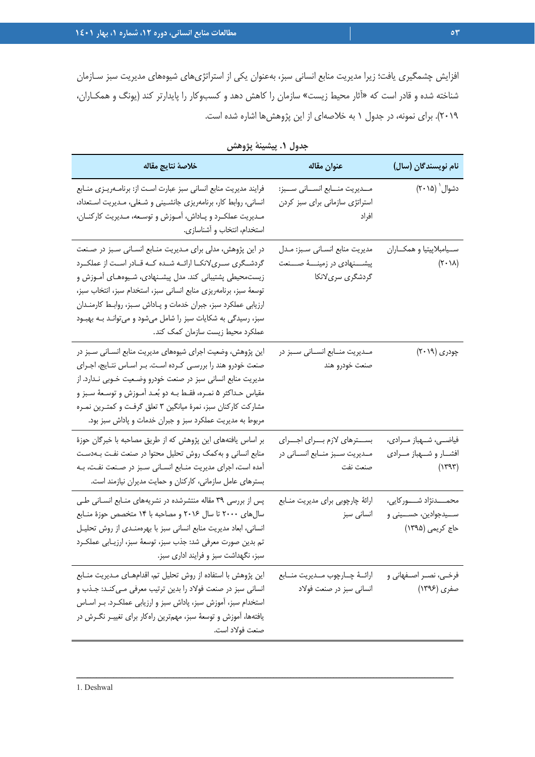افزایش چشمگیری یافت؛ زیرا مدیریت منابع انسانی سبز، به‌عنوان یکی از استراتژی‌های شیوه‌های مدیریت سبز سازمان شناخته شده و قادر است که «آثار محیط زیست» سازمان را کاهش دهد و کسب‌وکار را پایدارتر کند (یونگ و همکاران، ۲۰۱۹). برای نمونه، در جدول ۱ به خلاصه‌ای از این پژوهش‌ها اشاره شده است.

**جدول ۱. پیشینهٔ پژوهش**

| نام نویسندگان (سال) | عنوان مقاله | خلاصهٔ نتایج مقاله |
| --- | --- | --- |
| دشوال[1] (۲۰۱۵) | مدیریت منابع انسانی سبز: استراتژی سازمانی برای سبز کردن افراد | فرایند مدیریت منابع انسانی سبز عبارت است از: برنامه‌ریزی منابع انسانی، روابط کار، برنامه‌ریزی جانشینی و شغلی، مدیریت استعداد، مدیریت عملکرد و پاداش، آموزش و توسعه، مدیریت کارکنان، استخدام، انتخاب و آشناسازی. |
| سیامبلاپیتیا و همکاران (۲۰۱۸) | مدیریت منابع انسانی سبز: مدل پیشنهادی در زمینهٔ صنعت گردشگری سری‌لانکا | در این پژوهش، مدلی برای مدیریت منابع انسانی سبز در صنعت گردشگری سری‌لانکا ارائه شده که قادر است از عملکرد زیست‌محیطی پشتیبانی کند. مدل پیشنهادی، شیوه‌های آموزش و توسعهٔ سبز، برنامه‌ریزی منابع انسانی سبز، استخدام سبز، انتخاب سبز، ارزیابی عملکرد سبز، جبران خدمات و پاداش سبز، روابط کارمندان سبز، رسیدگی به شکایات سبز را شامل می‌شود و می‌تواند به بهبود عملکرد محیط زیست سازمان کمک کند. |
| چودری (۲۰۱۹) | مدیریت منابع انسانی سبز در صنعت خودرو هند | این پژوهش، وضعیت اجرای شیوه‌های مدیریت منابع انسانی سبز در صنعت خودرو هند را بررسی کرده است. بر اساس نتایج، اجرای مدیریت منابع انسانی سبز در صنعت خودرو وضعیت خوبی ندارد. از مقیاس حداکثر ۵ نمره، فقط به دو بُعد آموزش و توسعهٔ سبز و مشارکت کارکنان سبز، نمرهٔ میانگین ۳ تعلق گرفت و کمترین نمره مربوط به مدیریت عملکرد سبز و جبران خدمات و پاداش سبز بود. |
| فیاضی، شهباز مرادی، افشار و شهباز مرادی (۱۳۹۳) | بسترهای لازم برای اجرای مدیریت سبز منابع انسانی در صنعت نفت | بر اساس یافته‌های این پژوهش که از طریق مصاحبه با خبرگان حوزهٔ منابع انسانی و به‌کمک روش تحلیل محتوا در صنعت نفت به‌دست آمده است، اجرای مدیریت منابع انسانی سبز در صنعت نفت، به بسترهای عامل سازمانی، کارکنان و حمایت مدیران نیازمند است. |
| محمدنژاد شورکایی، سیدجوادین، حسینی و حاج کریمی (۱۳۹۵) | ارائهٔ چارچوبی برای مدیریت منابع انسانی سبز | پس از بررسی ۳۹ مقاله منتشرشده در نشریه‌های منابع انسانی طی سال‌های ۲۰۰۰ تا سال ۲۰۱۶ و مصاحبه با ۱۴ متخصص حوزهٔ منابع انسانی، ابعاد مدیریت منابع انسانی سبز با بهره‌مندی از روش تحلیل تم بدین صورت معرفی شد: جذب سبز، توسعهٔ سبز، ارزیابی عملکرد سبز، نگهداشت سبز و فرایند اداری سبز. |
| فرخی، نصر اصفهانی و صفری (۱۳۹۶) | ارائهٔ چارچوب مدیریت منابع انسانی سبز در صنعت فولاد | این پژوهش با استفاده از روش تحلیل تم، اقدام‌های مدیریت منابع انسانی سبز در صنعت فولاد را بدین ترتیب معرفی می‌کند: جذب و استخدام سبز، آموزش سبز، پاداش سبز و ارزیابی عملکرد. بر اساس یافته‌ها، آموزش و توسعهٔ سبز، مهم‌ترین راه‌کار برای تغییر نگرش در صنعت فولاد است. |

1. Deshwal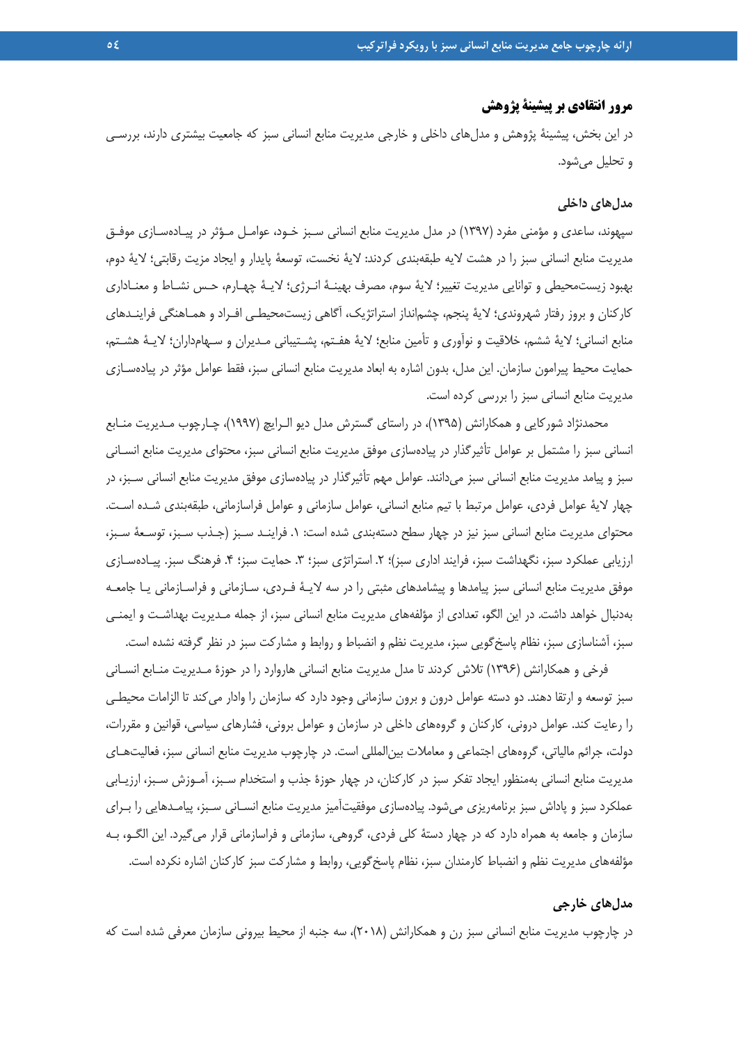## مرور انتقادی بر پیشینهٔ پژوهش

در این بخش، پیشینهٔ پژوهش و مدل‌های داخلی و خارجی مدیریت منابع انسانی سبز که جامعیت بیشتری دارند، بررسی و تحلیل می‌شود.

### مدل‌های داخلی

سپهوند، ساعدی و مؤمنی مفرد (۱۳۹۷) در مدل مدیریت منابع انسانی سبز خود، عوامل مؤثر در پیاده‌سازی موفق مدیریت منابع انسانی سبز را در هشت لایه طبقه‌بندی کردند: لایهٔ نخست، توسعهٔ پایدار و ایجاد مزیت رقابتی؛ لایهٔ دوم، بهبود زیست‌محیطی و توانایی مدیریت تغییر؛ لایهٔ سوم، مصرف بهینهٔ انرژی؛ لایهٔ چهارم، حس نشاط و معناداری کارکنان و بروز رفتار شهروندی؛ لایهٔ پنجم، چشم‌انداز استراتژیک، آگاهی زیست‌محیطی افراد و هماهنگی فرایندهای منابع انسانی؛ لایهٔ ششم، خلاقیت و نوآوری و تأمین منابع؛ لایهٔ هفتم، پشتیبانی مدیران و سهامداران؛ لایهٔ هشتم، حمایت محیط پیرامون سازمان. این مدل، بدون اشاره به ابعاد مدیریت منابع انسانی سبز، فقط عوامل مؤثر در پیاده‌سازی مدیریت منابع انسانی سبز را بررسی کرده است.

محمدنژاد شورکایی و همکارانش (۱۳۹۵)، در راستای گسترش مدل دیو الریچ (۱۹۹۷)، چارچوب مدیریت منابع انسانی سبز را مشتمل بر عوامل تأثیرگذار در پیاده‌سازی موفق مدیریت منابع انسانی سبز، محتوای مدیریت منابع انسانی سبز و پیامد مدیریت منابع انسانی سبز می‌دانند. عوامل مهم تأثیرگذار در پیاده‌سازی موفق مدیریت منابع انسانی سبز، در چهار لایهٔ عوامل فردی، عوامل مرتبط با تیم منابع انسانی، عوامل سازمانی و عوامل فراسازمانی، طبقه‌بندی شده است. محتوای مدیریت منابع انسانی سبز نیز در چهار سطح دسته‌بندی شده است: ۱. فرایند سبز (جذب سبز، توسعهٔ سبز، ارزیابی عملکرد سبز، نگهداشت سبز، فرایند اداری سبز)؛ ۲. استراتژی سبز؛ ۳. حمایت سبز؛ ۴. فرهنگ سبز. پیاده‌سازی موفق مدیریت منابع انسانی سبز پیامدها و پیشامدهای مثبتی را در سه لایهٔ فردی، سازمانی و فراسازمانی یا جامعه به‌دنبال خواهد داشت. در این الگو، تعدادی از مؤلفه‌های مدیریت منابع انسانی سبز، از جمله مدیریت بهداشت و ایمنی سبز، آشناسازی سبز، نظام پاسخ‌گویی سبز، مدیریت نظم و انضباط و روابط و مشارکت سبز در نظر گرفته نشده است.

فرخی و همکارانش (۱۳۹۶) تلاش کردند تا مدل مدیریت منابع انسانی هاروارد را در حوزهٔ مدیریت منابع انسانی سبز توسعه و ارتقا دهند. دو دسته عوامل درون و برون سازمانی وجود دارد که سازمان را وادار می‌کند تا الزامات محیطی را رعایت کند. عوامل درونی، کارکنان و گروه‌های داخلی در سازمان و عوامل برونی، فشارهای سیاسی، قوانین و مقررات، دولت، جرائم مالیاتی، گروه‌های اجتماعی و معاملات بین‌المللی است. در چارچوب مدیریت منابع انسانی سبز، فعالیت‌های مدیریت منابع انسانی به‌منظور ایجاد تفکر سبز در کارکنان، در چهار حوزهٔ جذب و استخدام سبز، آموزش سبز، ارزیابی عملکرد سبز و پاداش سبز برنامه‌ریزی می‌شود. پیاده‌سازی موفقیت‌آمیز مدیریت منابع انسانی سبز، پیامدهایی را برای سازمان و جامعه به همراه دارد که در چهار دستهٔ کلی فردی، گروهی، سازمانی و فراسازمانی قرار می‌گیرد. این الگو، به مؤلفه‌های مدیریت نظم و انضباط کارمندان سبز، نظام پاسخ‌گویی، روابط و مشارکت سبز کارکنان اشاره نکرده است.

### مدل‌های خارجی

در چارچوب مدیریت منابع انسانی سبز رن و همکارانش (۲۰۱۸)، سه جنبه از محیط بیرونی سازمان معرفی شده است که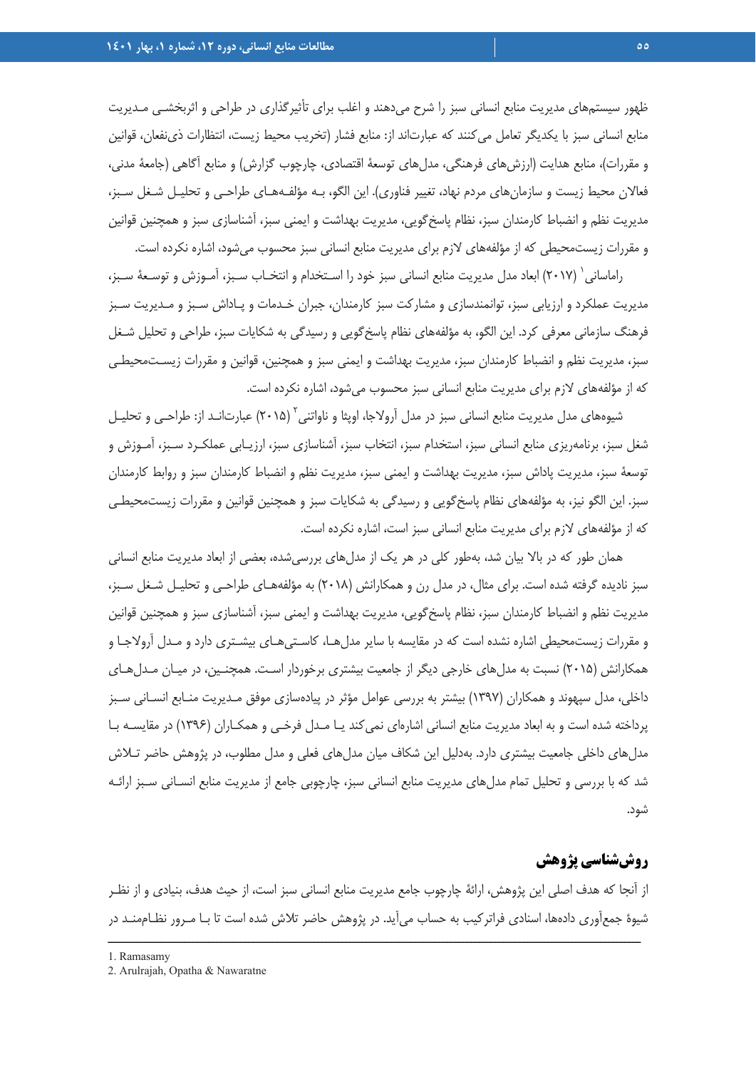ظهور سیستم‌های مدیریت منابع انسانی سبز را شرح می‌دهند و اغلب برای تأثیرگذاری در طراحی و اثربخشی مدیریت منابع انسانی سبز با یکدیگر تعامل می‌کنند که عبارت‌اند از: منابع فشار (تخریب محیط زیست، انتظارات ذی‌نفعان، قوانین و مقررات)، منابع هدایت (ارزش‌های فرهنگی، مدل‌های توسعهٔ اقتصادی، چارچوب گزارش) و منابع آگاهی (جامعهٔ مدنی، فعالان محیط زیست و سازمان‌های مردم نهاد، تغییر فناوری). این الگو، بـه مؤلفـه‌هـای طراحـی و تحلیـل شـغل سـبز، مدیریت نظم و انضباط کارمندان سبز، نظام پاسخ‌گویی، مدیریت بهداشت و ایمنی سبز، آشناسازی سبز و همچنین قوانین و مقررات زیست‌محیطی که از مؤلفه‌های لازم برای مدیریت منابع انسانی سبز محسوب می‌شود، اشاره نکرده است.

راماسانی[1] (۲۰۱۷) ابعاد مدل مدیریت منابع انسانی سبز خود را اسـتخدام و انتخـاب سـبز، آمـوزش و توسعهٔ سـبز، مدیریت عملکرد و ارزیابی سبز، توانمندسازی و مشارکت سبز کارمندان، جبران خـدمات و پـاداش سـبز و مـدیریت سـبز فرهنگ سازمانی معرفی کرد. این الگو، به مؤلفه‌های نظام پاسخ‌گویی و رسیدگی به شکایات سبز، طراحی و تحلیل شـغل سبز، مدیریت نظم و انضباط کارمندان سبز، مدیریت بهداشت و ایمنی سبز و همچنین، قوانین و مقررات زیسـت‌محیطـی که از مؤلفه‌های لازم برای مدیریت منابع انسانی سبز محسوب می‌شود، اشاره نکرده است.

شیوه‌های مدل مدیریت منابع انسانی سبز در مدل آرولاجا، اوپثا و ناواتنی[2] (۲۰۱۵) عبارت‌انـد از: طراحـی و تحلیـل شغل سبز، برنامه‌ریزی منابع انسانی سبز، استخدام سبز، انتخاب سبز، آشناسازی سبز، ارزیـابی عملکـرد سـبز، آمـوزش و توسعهٔ سبز، مدیریت پاداش سبز، مدیریت بهداشت و ایمنی سبز، مدیریت نظم و انضباط کارمندان سبز و روابط کارمندان سبز. این الگو نیز، به مؤلفه‌های نظام پاسخ‌گویی و رسیدگی به شکایات سبز و همچنین قوانین و مقررات زیست‌محیطـی که از مؤلفه‌های لازم برای مدیریت منابع انسانی سبز است، اشاره نکرده است.

همان طور که در بالا بیان شد، به‌طور کلی در هر یک از مدل‌های بررسی‌شده، بعضی از ابعاد مدیریت منابع انسانی سبز نادیده گرفته شده است. برای مثال، در مدل رن و همکارانش (۲۰۱۸) به مؤلفه‌هـای طراحـی و تحلیـل شـغل سـبز، مدیریت نظم و انضباط کارمندان سبز، نظام پاسخ‌گویی، مدیریت بهداشت و ایمنی سبز، آشناسازی سبز و همچنین قوانین و مقررات زیست‌محیطی اشاره نشده است که در مقایسه با سایر مدل‌هـا، کاسـتی‌هـای بیشـتری دارد و مـدل آرولاجـا و همکارانش (۲۰۱۵) نسبت به مدل‌های خارجی دیگر از جامعیت بیشتری برخوردار اسـت. همچنـین، در میـان مـدل‌هـای داخلی، مدل سپهوند و همکاران (۱۳۹۷) بیشتر به بررسی عوامل مؤثر در پیاده‌سازی موفق مـدیریت منـابع انسـانی سـبز پرداخته شده است و به ابعاد مدیریت منابع انسانی اشاره‌ای نمی‌کند یـا مـدل فرخـی و همکـاران (۱۳۹۶) در مقایسـه بـا مدل‌های داخلی جامعیت بیشتری دارد. به‌دلیل این شکاف میان مدل‌های فعلی و مدل مطلوب، در پژوهش حاضر تـلاش شد که با بررسی و تحلیل تمام مدل‌های مدیریت منابع انسانی سبز، چارچوبی جامع از مدیریت منابع انسـانی سـبز ارائـه شود.

## روش‌شناسی پژوهش

از آنجا که هدف اصلی این پژوهش، ارائهٔ چارچوب جامع مدیریت منابع انسانی سبز است، از حیث هدف، بنیادی و از نظـر شیوهٔ جمع‌آوری داده‌ها، اسنادی فراترکیب به حساب می‌آید. در پژوهش حاضر تلاش شده است تا بـا مـرور نظـام‌منـد در

---

1. Ramasamy
2. Arulrajah, Opatha & Nawaratne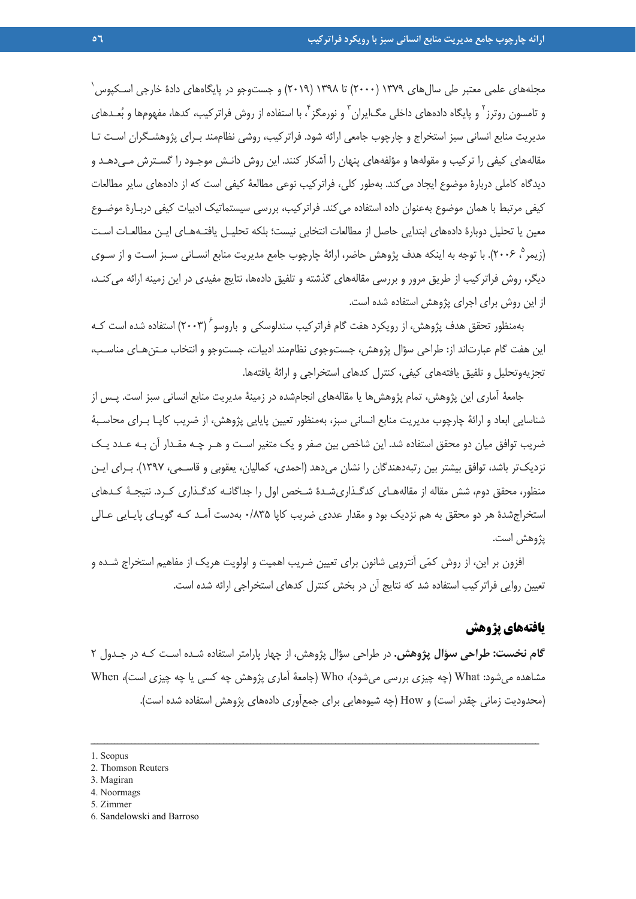مجله‌های علمی معتبر طی سال‌های ۱۳۷۹ (۲۰۰۰) تا ۱۳۹۸ (۲۰۱۹) و جست‌وجو در پایگاه‌های دادهٔ خارجی اسکوپوس[1] و تامسون روترز[2] و پایگاه داده‌های داخلی مگ‌ایران[3] و نورمگز[4]، با استفاده از روش فراترکیب، کدها، مفهوم‌ها و بُعدهای مدیریت منابع انسانی سبز استخراج و چارچوب جامعی ارائه شود. فراترکیب، روشی نظام‌مند برای پژوهشگران است تا مقاله‌های کیفی را ترکیب و مقوله‌ها و مؤلفه‌های پنهان را آشکار کنند. این روش دانش موجود را گسترش می‌دهد و دیدگاه کاملی دربارهٔ موضوع ایجاد می‌کند. به‌طور کلی، فراترکیب نوعی مطالعهٔ کیفی است که از داده‌های سایر مطالعات کیفی مرتبط با همان موضوع به‌عنوان داده استفاده می‌کند. فراترکیب، بررسی سیستماتیک ادبیات کیفی دربارهٔ موضوع معین یا تحلیل دوبارهٔ داده‌های ابتدایی حاصل از مطالعات انتخابی نیست؛ بلکه تحلیل یافته‌های این مطالعات است (زیمر[5]، ۲۰۰۶). با توجه به اینکه هدف پژوهش حاضر، ارائهٔ چارچوب جامع مدیریت منابع انسانی سبز است و از سوی دیگر، روش فراترکیب از طریق مرور و بررسی مقاله‌های گذشته و تلفیق داده‌ها، نتایج مفیدی در این زمینه ارائه می‌کند، از این روش برای اجرای پژوهش استفاده شده است.

به‌منظور تحقق هدف پژوهش، از رویکرد هفت گام فراترکیب سندلوسکی و باروسو[6] (۲۰۰۳) استفاده شده است که این هفت گام عبارت‌اند از: طراحی سؤال پژوهش، جست‌وجوی نظام‌مند ادبیات، جست‌وجو و انتخاب متن‌های مناسب، تجزیه‌وتحلیل و تلفیق یافته‌های کیفی، کنترل کدهای استخراجی و ارائهٔ یافته‌ها.

جامعهٔ آماری این پژوهش، تمام پژوهش‌ها یا مقاله‌های انجام‌شده در زمینهٔ مدیریت منابع انسانی سبز است. پس از شناسایی ابعاد و ارائهٔ چارچوب مدیریت منابع انسانی سبز، به‌منظور تعیین پایایی پژوهش، از ضریب کاپا برای محاسبهٔ ضریب توافق میان دو محقق استفاده شد. این شاخص بین صفر و یک متغیر است و هر چه مقدار آن به عدد یک نزدیک‌تر باشد، توافق بیشتر بین رتبه‌دهندگان را نشان می‌دهد (احمدی، کمالیان، یعقوبی و قاسمی، ۱۳۹۷). برای این منظور، محقق دوم، شش مقاله از مقاله‌های کدگذاری‌شدهٔ شخص اول را جداگانه کدگذاری کرد. نتیجهٔ کدهای استخراج‌شدهٔ هر دو محقق به هم نزدیک بود و مقدار عددی ضریب کاپا ۰/۸۳۵ به‌دست آمد که گویای پایایی عالی پژوهش است.

افزون بر این، از روش کمّی آنتروپی شانون برای تعیین ضریب اهمیت و اولویت هریک از مفاهیم استخراج شده و تعیین روایی فراترکیب استفاده شد که نتایج آن در بخش کنترل کدهای استخراجی ارائه شده است.

## یافته‌های پژوهش

**گام نخست: طراحی سؤال پژوهش.** در طراحی سؤال پژوهش، از چهار پارامتر استفاده شده است که در جدول ۲ مشاهده می‌شود: What (چه چیزی بررسی می‌شود)، Who (جامعهٔ آماری پژوهش چه کسی یا چه چیزی است)، When (محدودیت زمانی چقدر است) و How (چه شیوه‌هایی برای جمع‌آوری داده‌های پژوهش استفاده شده است).

---

1. Scopus
2. Thomson Reuters
3. Magiran
4. Noormags
5. Zimmer
6. Sandelowski and Barroso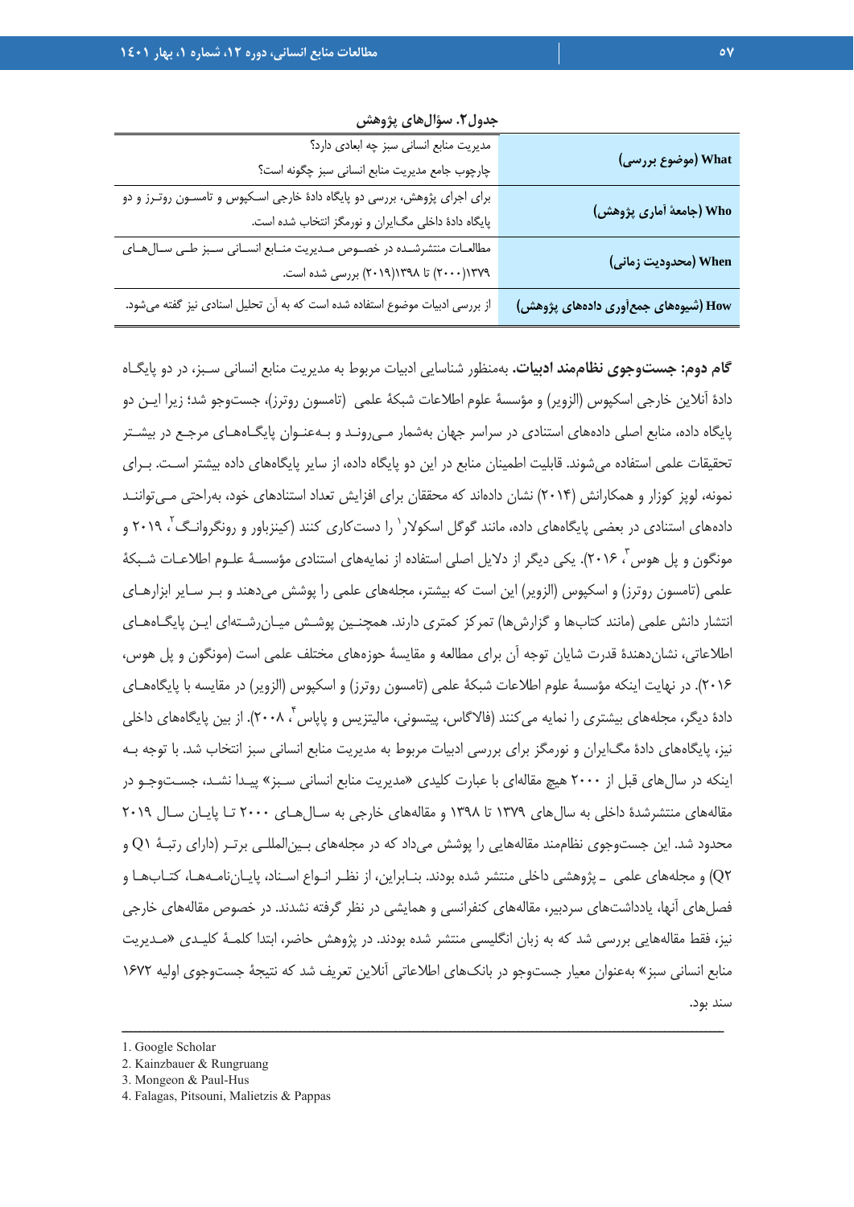جدول۲. سؤال‌های پژوهش

| | |
|---|---|
| What (موضوع بررسی) | مدیریت منابع انسانی سبز چه ابعادی دارد؟ چارچوب جامع مدیریت منابع انسانی سبز چگونه است؟ |
| Who (جامعهٔ آماری پژوهش) | برای اجرای پژوهش، بررسی دو پایگاه دادهٔ خارجی اسکپوس و تامسون روترز و دو پایگاه دادهٔ داخلی مگ‌ایران و نورمگز انتخاب شده است. |
| When (محدودیت زمانی) | مطالعات منتشرشده در خصوص مدیریت منابع انسانی سبز طی سال‌های ۱۳۷۹(۲۰۰۰) تا ۱۳۹۸(۲۰۱۹) بررسی شده است. |
| How (شیوه‌های جمع‌آوری داده‌های پژوهش) | از بررسی ادبیات موضوع استفاده شده است که به آن تحلیل اسنادی نیز گفته می‌شود. |

**گام دوم: جست‌وجوی نظام‌مند ادبیات.** به‌منظور شناسایی ادبیات مربوط به مدیریت منابع انسانی سبز، در دو پایگاه دادهٔ آنلاین خارجی اسکپوس (الزویر) و مؤسسهٔ علوم اطلاعات شبکهٔ علمی (تامسون روترز)، جست‌وجو شد؛ زیرا این دو پایگاه داده، منابع اصلی داده‌های استنادی در سراسر جهان به‌شمار می‌روند و به‌عنوان پایگاه‌های مرجع در بیشتر تحقیقات علمی استفاده می‌شوند. قابلیت اطمینان منابع در این دو پایگاه داده، از سایر پایگاه‌های داده بیشتر است. برای نمونه، لوپز کوزار و همکارانش (۲۰۱۴) نشان داده‌اند که محققان برای افزایش تعداد استنادهای خود، به‌راحتی می‌توانند داده‌های استنادی در بعضی پایگاه‌های داده، مانند گوگل اسکولار[1] را دست‌کاری کنند (کینزباور و رونگروانگ[2]، ۲۰۱۹ و مونگون و پل هوس[3]، ۲۰۱۶). یکی دیگر از دلایل اصلی استفاده از نمایه‌های استنادی مؤسسهٔ علوم اطلاعات شبکهٔ علمی (تامسون روترز) و اسکپوس (الزویر) این است که بیشتر، مجله‌های علمی را پوشش می‌دهند و بر سایر ابزارهای انتشار دانش علمی (مانند کتاب‌ها و گزارش‌ها) تمرکز کمتری دارند. همچنین پوشش میان‌رشته‌ای این پایگاه‌های اطلاعاتی، نشان‌دهندهٔ قدرت شایان توجه آن برای مطالعه و مقایسهٔ حوزه‌های مختلف علمی است (مونگون و پل هوس، ۲۰۱۶). در نهایت اینکه مؤسسهٔ علوم اطلاعات شبکهٔ علمی (تامسون روترز) و اسکپوس (الزویر) در مقایسه با پایگاه‌های دادهٔ دیگر، مجله‌های بیشتری را نمایه می‌کنند (فالاگاس، پیتسونی، مالیتزیس و پاپاس[4]، ۲۰۰۸). از بین پایگاه‌های داخلی نیز، پایگاه‌های دادهٔ مگ‌ایران و نورمگز برای بررسی ادبیات مربوط به مدیریت منابع انسانی سبز انتخاب شد. با توجه به اینکه در سال‌های قبل از ۲۰۰۰ هیچ مقاله‌ای با عبارت کلیدی «مدیریت منابع انسانی سبز» پیدا نشد، جست‌وجو در مقاله‌های منتشرشدهٔ داخلی به سال‌های ۱۳۷۹ تا ۱۳۹۸ و مقاله‌های خارجی به سال‌های ۲۰۰۰ تا پایان سال ۲۰۱۹ محدود شد. این جست‌وجوی نظام‌مند مقاله‌هایی را پوشش می‌داد که در مجله‌های بین‌المللی برتر (دارای رتبهٔ Q1 و Q2) و مجله‌های علمی ـ پژوهشی داخلی منتشر شده بودند. بنابراین، از نظر انواع اسناد، پایان‌نامه‌ها، کتاب‌ها و فصل‌های آنها، یادداشت‌های سردبیر، مقاله‌های کنفرانسی و همایشی در نظر گرفته نشدند. در خصوص مقاله‌های خارجی نیز، فقط مقاله‌هایی بررسی شد که به زبان انگلیسی منتشر شده بودند. در پژوهش حاضر، ابتدا کلمهٔ کلیدی «مدیریت منابع انسانی سبز» به‌عنوان معیار جست‌وجو در بانک‌های اطلاعاتی آنلاین تعریف شد که نتیجهٔ جست‌وجوی اولیه ۱۶۷۲ سند بود.

---

1. Google Scholar
2. Kainzbauer & Rungruang
3. Mongeon & Paul-Hus
4. Falagas, Pitsouni, Malietzis & Pappas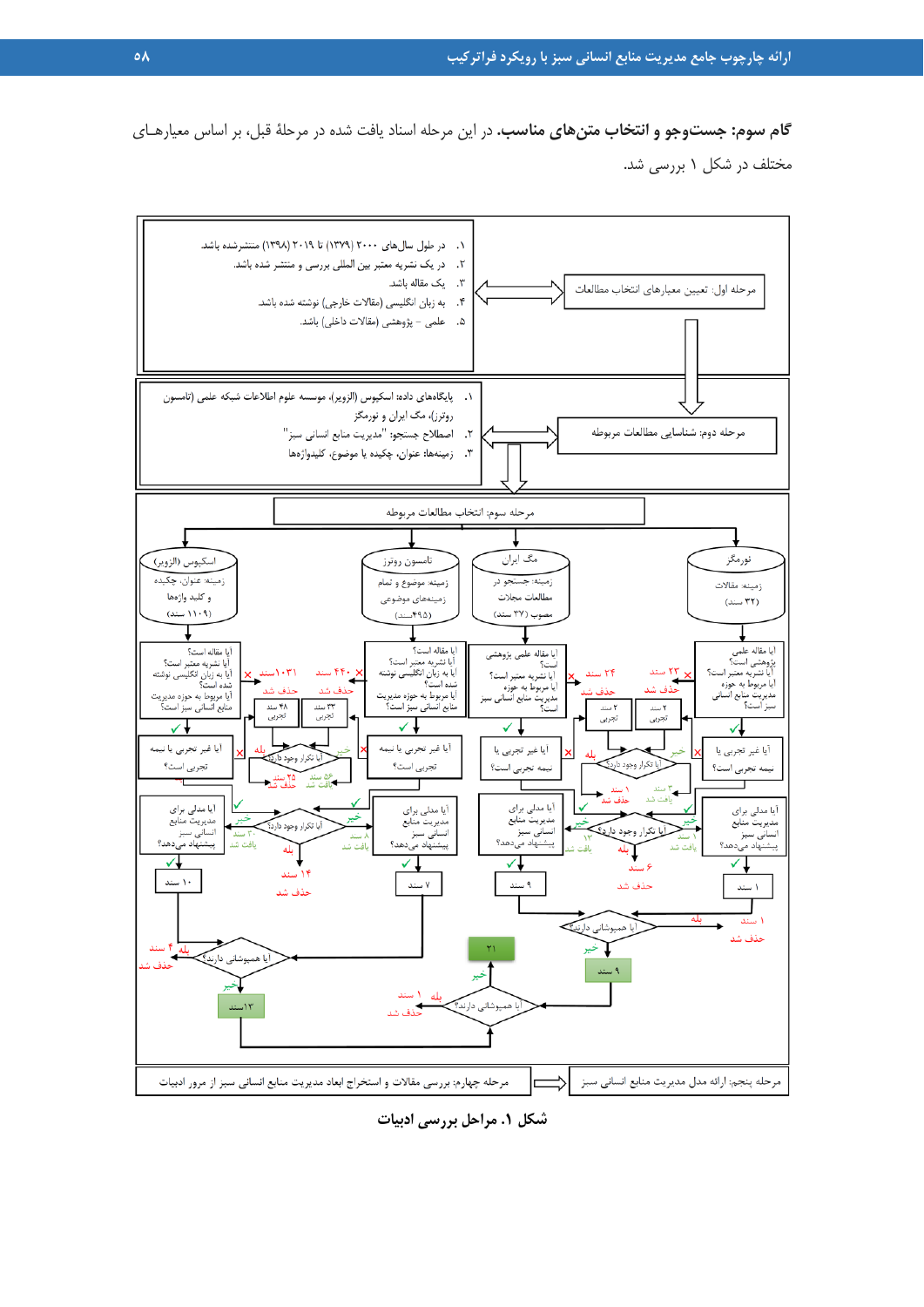**گام سوم: جست‌وجو و انتخاب متن‌های مناسب.** در این مرحله اسناد یافت شده در مرحلهٔ قبل، بر اساس معیارهای مختلف در شکل ۱ بررسی شد.

مرحله اول: تعیین معیارهای انتخاب مطالعات

۱. در طول سال‌های ۲۰۰۰ (۱۳۷۹) تا ۲۰۱۹ (۱۳۹۸) منتشرشده باشد.
۲. در یک نشریه معتبر بین المللی بررسی و منتشر شده باشد.
۳. یک مقاله باشد.
۴. به زبان انگلیسی (مقالات خارجی) نوشته شده باشد.
۵. علمی - پژوهشی (مقالات داخلی) باشد.

مرحله دوم: شناسایی مطالعات مربوطه

۱. پایگاه‌های داده: اسکپوس (الزویر)، موسسه علوم اطلاعات شبکه علمی (تامسون روترز)، مگ ایران و نورمگز
۲. اصطلاح جستجو: "مدیریت منابع انسانی سبز"
۳. زمینه‌ها: عنوان، چکیده یا موضوع، کلیدواژه‌ها

مرحله سوم: انتخاب مطالعات مربوطه

- اسکپوس (الزویر) — زمینه: عنوان، چکیده و کلید واژه‌ها (۱۱۰۹ سند)
  - آیا مقاله است؟ آیا نشریه معتبر است؟ آیا به زبان انگلیسی نوشته شده است؟ آیا مربوط به حوزه مدیریت منابع انسانی سبز است؟ (۱۰۳۱ سند حذف شد)
  - آیا غیر تجربی یا نیمه تجربی است؟ (۴۱ سند تجربی)
  - آیا مدلی برای مدیریت منابع انسانی سبز پیشنهاد می‌دهد؟ → ۱۰ سند
- تامسون روترز — زمینه: موضوع و تمام زمینه‌های موضوعی (۴۹۵ سند)
  - آیا مقاله است؟ آیا نشریه معتبر است؟ آیا به زبان انگلیسی نوشته شده است؟ آیا مربوط به حوزه مدیریت منابع انسانی سبز است؟ (۴۴۰ سند حذف شد)
  - آیا غیر تجربی یا نیمه تجربی است؟ (۳۳ سند تجربی)
  - آیا مدلی برای مدیریت منابع انسانی سبز پیشنهاد می‌دهد؟ → ۷ سند
- آیا تکرار وجود دارد؟ (اسکپوس و تامسون روترز): بله ← ۲۵ سند حذف شد؛ خیر ← ۵۶ سند یافت شد
- آیا تکرار وجود دارد؟: خیر ← ۳۰ سند یافت شد / ۸ سند یافت شد؛ بله ← ۱۴ سند حذف شد
- آیا همپوشانی دارند؟ (۱۰ سند و ۷ سند): بله ← ۴ سند حذف شد؛ خیر ← ۱۳ سند

- مگ ایران — زمینه: جستجو در مطالعات مجلات مصوب (۳۷ سند)
  - آیا مقاله علمی پژوهشی است؟ آیا نشریه معتبر است؟ آیا مربوط به حوزه مدیریت منابع انسانی سبز است؟ (۲۴ سند حذف شد)
  - آیا غیر تجربی یا نیمه تجربی است؟ (۲ سند تجربی)
  - آیا مدلی برای مدیریت منابع انسانی سبز پیشنهاد می‌دهد؟ → ۹ سند
- نورمگز — زمینه: مقالات (۳۲ سند)
  - آیا مقاله علمی پژوهشی است؟ آیا نشریه معتبر است؟ آیا مربوط به حوزه مدیریت منابع انسانی سبز است؟ (۲۳ سند حذف شد)
  - آیا غیر تجربی یا نیمه تجربی است؟ (۲ سند تجربی)
  - آیا مدلی برای مدیریت منابع انسانی سبز پیشنهاد می‌دهد؟ → ۱ سند
- آیا تکرار وجود دارد؟ (مگ ایران و نورمگز): بله ← ۱ سند حذف شد؛ خیر ← ۳ سند یافت شد
- آیا تکرار وجود دارد؟: خیر ← ۱۳ سند یافت شد / ۱ سند یافت شد؛ بله ← ۶ سند حذف شد
- آیا همپوشانی دارند؟ (۹ سند و ۱ سند): بله ← ۱ سند حذف شد؛ خیر ← ۹ سند

- آیا همپوشانی دارند؟ (۱۳ سند و ۹ سند): بله ← ۱ سند حذف شد؛ خیر ← ۲۱

مرحله چهارم: بررسی مقالات و استخراج ابعاد مدیریت منابع انسانی سبز از مرور ادبیات

مرحله پنجم: ارائه مدل مدیریت منابع انسانی سبز

**شکل ۱. مراحل بررسی ادبیات**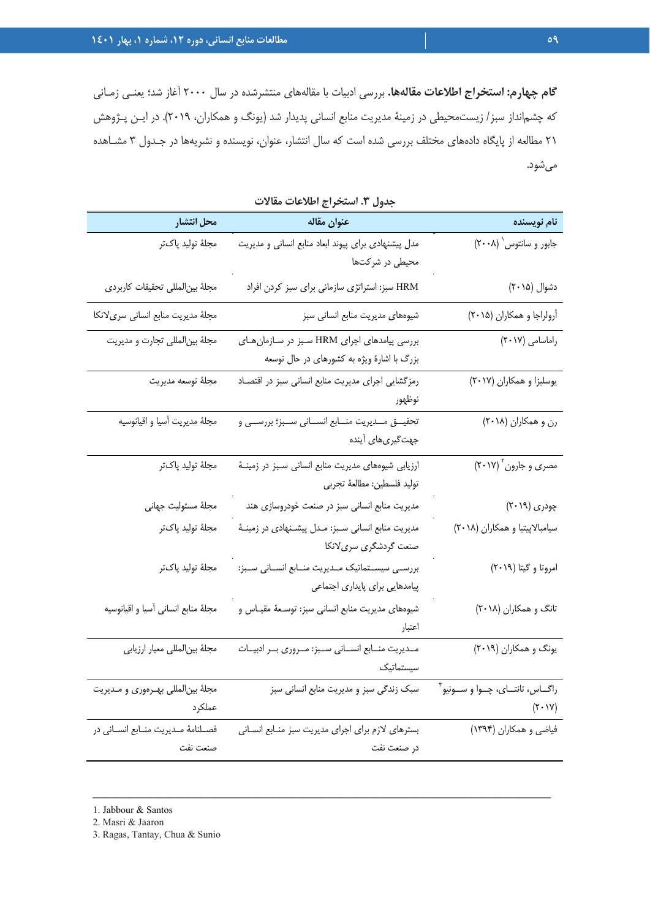**گام چهارم: استخراج اطلاعات مقاله‌ها.** بررسی ادبیات با مقاله‌های منتشرشده در سال ۲۰۰۰ آغاز شد؛ یعنی زمانی که چشم‌انداز سبز/ زیست‌محیطی در زمینهٔ مدیریت منابع انسانی پدیدار شد (یونگ و همکاران، ۲۰۱۹). در این پژوهش ۲۱ مطالعه از پایگاه داده‌های مختلف بررسی شده است که سال انتشار، عنوان، نویسنده و نشریه‌ها در جدول ۳ مشاهده می‌شود.

**جدول ۳. استخراج اطلاعات مقالات**

| نام نویسنده | عنوان مقاله | محل انتشار |
|---|---|---|
| جابور و سانتوس[1] (۲۰۰۸) | مدل پیشنهادی برای پیوند ابعاد منابع انسانی و مدیریت محیطی در شرکت‌ها | مجلهٔ تولید پاک‌تر |
| دشوال (۲۰۱۵) | HRM سبز: استراتژی سازمانی برای سبز کردن افراد | مجلهٔ بین‌المللی تحقیقات کاربردی |
| آرولراجا و همکاران (۲۰۱۵) | شیوه‌های مدیریت منابع انسانی سبز | مجلهٔ مدیریت منابع انسانی سری‌لانکا |
| راماسامی (۲۰۱۷) | بررسی پیامدهای اجرای HRM سبز در سازمان‌های بزرگ با اشارهٔ ویژه به کشورهای در حال توسعه | مجلهٔ بین‌المللی تجارت و مدیریت |
| یوسلیزا و همکاران (۲۰۱۷) | رمزگشایی اجرای مدیریت منابع انسانی سبز در اقتصاد نوظهور | مجلهٔ توسعه مدیریت |
| رن و همکاران (۲۰۱۸) | تحقیق مدیریت منابع انسانی سبز؛ بررسی و جهت‌گیری‌های آینده | مجلهٔ مدیریت آسیا و اقیانوسیه |
| مصری و جارون[2] (۲۰۱۷) | ارزیابی شیوه‌های مدیریت منابع انسانی سبز در زمینهٔ تولید فلسطین: مطالعهٔ تجربی | مجلهٔ تولید پاک‌تر |
| چودری (۲۰۱۹) | مدیریت منابع انسانی سبز در صنعت خودروسازی هند | مجلهٔ مسئولیت جهانی |
| سیامبالاپیتیا و همکاران (۲۰۱۸) | مدیریت منابع انسانی سبز: مدل پیشنهادی در زمینهٔ صنعت گردشگری سری‌لانکا | مجلهٔ تولید پاک‌تر |
| امروتا و گیتا (۲۰۱۹) | بررسی سیستماتیک مدیریت منابع انسانی سبز: پیامدهایی برای پایداری اجتماعی | مجلهٔ تولید پاک‌تر |
| تانگ و همکاران (۲۰۱۸) | شیوه‌های مدیریت منابع انسانی سبز: توسعهٔ مقیاس و اعتبار | مجلهٔ منابع انسانی آسیا و اقیانوسیه |
| یونگ و همکاران (۲۰۱۹) | مدیریت منابع انسانی سبز: مروری بر ادبیات سیستماتیک | مجلهٔ بین‌المللی معیار ارزیابی |
| راگاس، تانتای، چوا و سونیو[3] (۲۰۱۷) | سبک زندگی سبز و مدیریت منابع انسانی سبز | مجلهٔ بین‌المللی بهره‌وری و مدیریت عملکرد |
| فیاضی و همکاران (۱۳۹۴) | بسترهای لازم برای اجرای مدیریت سبز منابع انسانی در صنعت نفت | فصلنامهٔ مدیریت منابع انسانی در صنعت نفت |

1. Jabbour & Santos
2. Masri & Jaaron
3. Ragas, Tantay, Chua & Sunio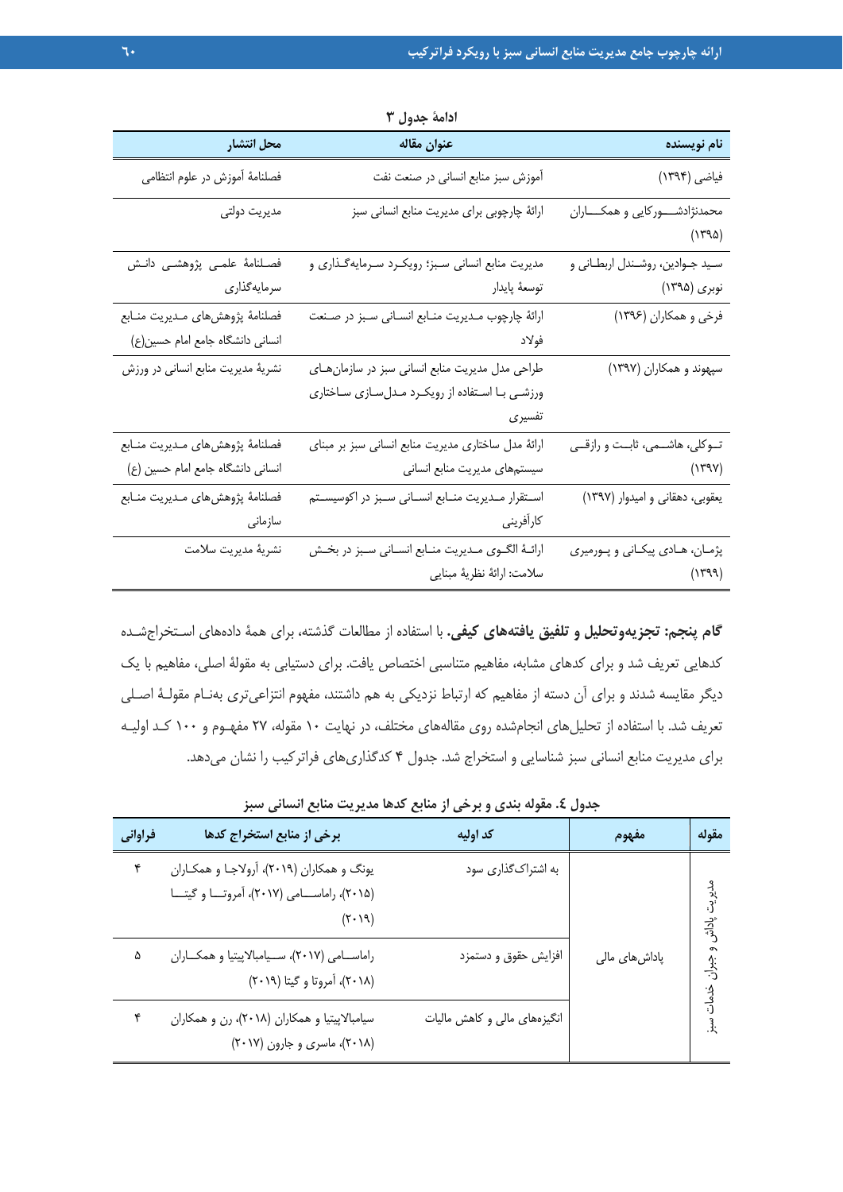ادامهٔ جدول ۳

| نام نویسنده | عنوان مقاله | محل انتشار |
| --- | --- | --- |
| فیاضی (۱۳۹۴) | آموزش سبز منابع انسانی در صنعت نفت | فصلنامهٔ آموزش در علوم انتظامی |
| محمدنژادشورکایی و همکاران (۱۳۹۵) | ارائهٔ چارچوبی برای مدیریت منابع انسانی سبز | مدیریت دولتی |
| سید جوادین، روشندل اربطانی و نوبری (۱۳۹۵) | مدیریت منابع انسانی سبز؛ رویکرد سرمایه‌گذاری و توسعهٔ پایدار | فصلنامهٔ علمی پژوهشی دانش سرمایه‌گذاری |
| فرخی و همکاران (۱۳۹۶) | ارائهٔ چارچوب مدیریت منابع انسانی سبز در صنعت فولاد | فصلنامهٔ پژوهش‌های مدیریت منابع انسانی دانشگاه جامع امام حسین(ع) |
| سپهوند و همکاران (۱۳۹۷) | طراحی مدل مدیریت منابع انسانی سبز در سازمان‌های ورزشی با استفاده از رویکرد مدل‌سازی ساختاری تفسیری | نشریهٔ مدیریت منابع انسانی در ورزش |
| توکلی، هاشمی، ثابت و رازقی (۱۳۹۷) | ارائهٔ مدل ساختاری مدیریت منابع انسانی سبز بر مبنای سیستم‌های مدیریت منابع انسانی | فصلنامهٔ پژوهش‌های مدیریت منابع انسانی دانشگاه جامع امام حسین (ع) |
| یعقوبی، دهقانی و امیدوار (۱۳۹۷) | استقرار مدیریت منابع انسانی سبز در اکوسیستم کارآفرینی | فصلنامهٔ پژوهش‌های مدیریت منابع سازمانی |
| پژمان، هادی پیکانی و پورمیری (۱۳۹۹) | ارائهٔ الگوی مدیریت منابع انسانی سبز در بخش سلامت: ارائهٔ نظریهٔ مبنایی | نشریهٔ مدیریت سلامت |

**گام پنجم: تجزیه‌وتحلیل و تلفیق یافته‌های کیفی.** با استفاده از مطالعات گذشته، برای همهٔ داده‌های استخراج‌شده کدهایی تعریف شد و برای کدهای مشابه، مفاهیم متناسبی اختصاص یافت. برای دستیابی به مقولهٔ اصلی، مفاهیم با یک دیگر مقایسه شدند و برای آن دسته از مفاهیم که ارتباط نزدیکی به هم داشتند، مفهوم انتزاعی‌تری به‌نام مقولهٔ اصلی تعریف شد. با استفاده از تحلیل‌های انجام‌شده روی مقاله‌های مختلف، در نهایت ۱۰ مقوله، ۲۷ مفهوم و ۱۰۰ کد اولیه برای مدیریت منابع انسانی سبز شناسایی و استخراج شد. جدول ۴ کدگذاری‌های فراترکیب را نشان می‌دهد.

جدول ٤. مقوله بندی و برخی از منابع کدها مدیریت منابع انسانی سبز

| مقوله | مفهوم | کد اولیه | برخی از منابع استخراج کدها | فراوانی |
| --- | --- | --- | --- | --- |
| مدیریت پاداش و جبران خدمات سبز | پاداش‌های مالی | به اشتراک‌گذاری سود | یونگ و همکاران (۲۰۱۹)، آرولاجا و همکاران (۲۰۱۵)، راماسامی (۲۰۱۷)، آمروتا و گیتا (۲۰۱۹) | ۴ |
| | | افزایش حقوق و دستمزد | راماسامی (۲۰۱۷)، سیامبالاپیتیا و همکاران (۲۰۱۸)، آمروتا و گیتا (۲۰۱۹) | ۵ |
| | | انگیزه‌های مالی و کاهش مالیات | سیامبالاپیتیا و همکاران (۲۰۱۸)، رن و همکاران (۲۰۱۸)، ماسری و جارون (۲۰۱۷) | ۴ |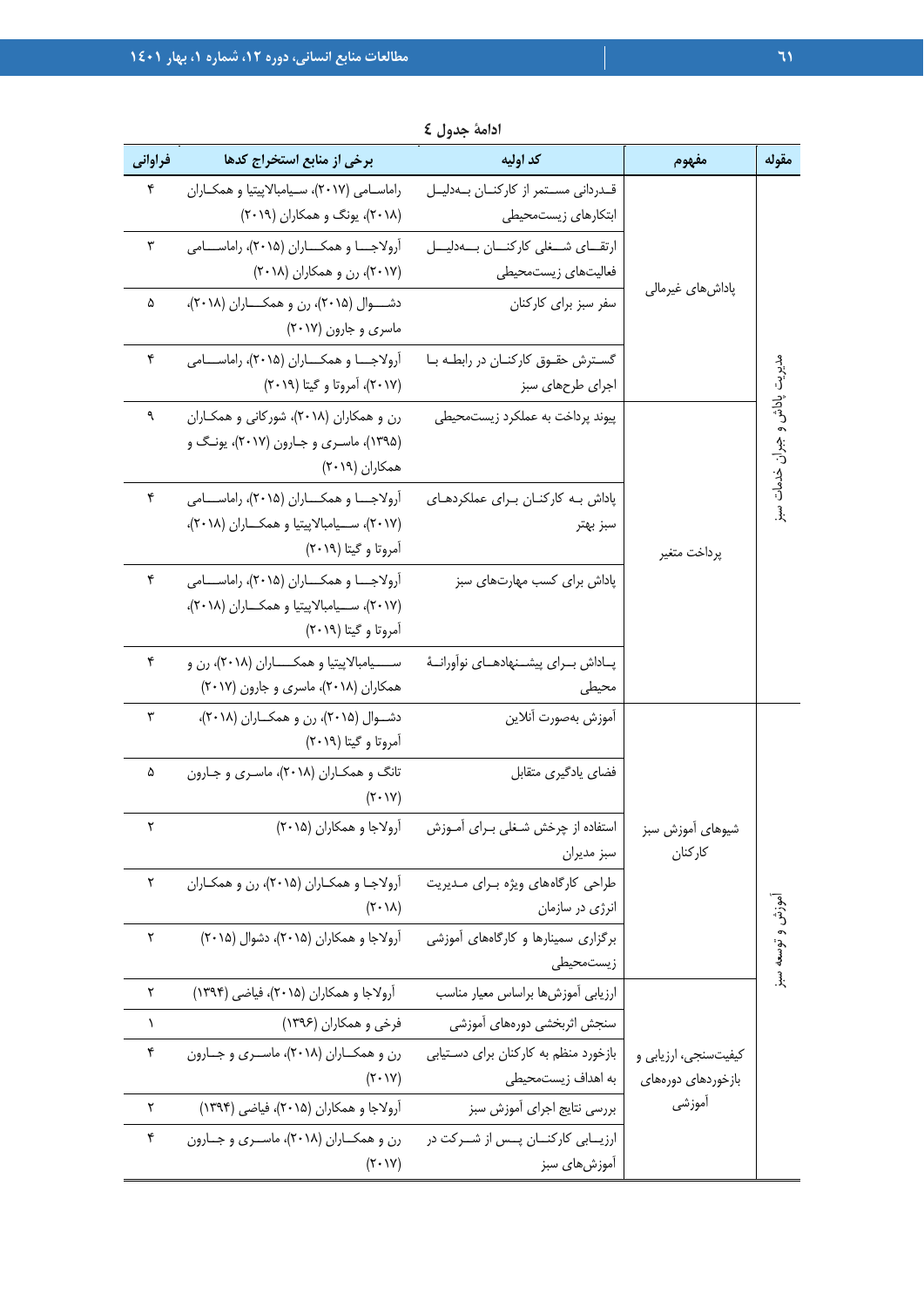ادامهٔ جدول ٤

| مقوله | مفهوم | کد اولیه | برخی از منابع استخراج کدها | فراوانی |
|---|---|---|---|---|
| مدیریت پاداش و جبران خدمات سبز | پاداش‌های غیرمالی | قدردانی مستمر از کارکنان به‌دلیل ابتکارهای زیست‌محیطی | راماسامی (۲۰۱۷)، سیامبالاپیتیا و همکاران (۲۰۱۸)، یونگ و همکاران (۲۰۱۹) | ۴ |
| | | ارتقای شغلی کارکنان به‌دلیل فعالیت‌های زیست‌محیطی | آرولاجا و همکاران (۲۰۱۵)، راماسامی (۲۰۱۷)، رن و همکاران (۲۰۱۸) | ۳ |
| | | سفر سبز برای کارکنان | دشوال (۲۰۱۵)، رن و همکاران (۲۰۱۸)، ماسری و جارون (۲۰۱۷) | ۵ |
| | | گسترش حقوق کارکنان در رابطه با اجرای طرح‌های سبز | آرولاجا و همکاران (۲۰۱۵)، راماسامی (۲۰۱۷)، آمروتا و گیتا (۲۰۱۹) | ۴ |
| | پرداخت متغیر | پیوند پرداخت به عملکرد زیست‌محیطی | رن و همکاران (۲۰۱۸)، شورکانی و همکاران (۱۳۹۵)، ماسری و جارون (۲۰۱۷)، یونگ و همکاران (۲۰۱۹) | ۹ |
| | | پاداش به کارکنان برای عملکردهای سبز بهتر | آرولاجا و همکاران (۲۰۱۵)، راماسامی (۲۰۱۷)، سیامبالاپیتیا و همکاران (۲۰۱۸)، آمروتا و گیتا (۲۰۱۹) | ۴ |
| | | پاداش برای کسب مهارت‌های سبز | آرولاجا و همکاران (۲۰۱۵)، راماسامی (۲۰۱۷)، سیامبالاپیتیا و همکاران (۲۰۱۸)، آمروتا و گیتا (۲۰۱۹) | ۴ |
| | | پاداش برای پیشنهادهای نوآورانهٔ محیطی | سیامبالاپیتیا و همکاران (۲۰۱۸)، رن و همکاران (۲۰۱۸)، ماسری و جارون (۲۰۱۷) | ۴ |
| آموزش و توسعهٔ سبز | شیوه‌های آموزش سبز کارکنان | آموزش به‌صورت آنلاین | دشوال (۲۰۱۵)، رن و همکاران (۲۰۱۸)، آمروتا و گیتا (۲۰۱۹) | ۳ |
| | | فضای یادگیری متقابل | تانگ و همکاران (۲۰۱۸)، ماسری و جارون (۲۰۱۷) | ۵ |
| | | استفاده از چرخش شغلی برای آموزش سبز مدیران | آرولاجا و همکاران (۲۰۱۵) | ۲ |
| | | طراحی کارگاه‌های ویژه برای مدیریت انرژی در سازمان | آرولاجا و همکاران (۲۰۱۵)، رن و همکاران (۲۰۱۸) | ۲ |
| | | برگزاری سمینارها و کارگاه‌های آموزشی زیست‌محیطی | آرولاجا و همکاران (۲۰۱۵)، دشوال (۲۰۱۵) | ۲ |
| | کیفیت‌سنجی، ارزیابی و بازخوردهای دوره‌های آموزشی | ارزیابی آموزش‌ها براساس معیار مناسب | آرولاجا و همکاران (۲۰۱۵)، فیاضی (۱۳۹۴) | ۲ |
| | | سنجش اثربخشی دوره‌های آموزشی | فرخی و همکاران (۱۳۹۶) | ۱ |
| | | بازخورد منظم به کارکنان برای دستیابی به اهداف زیست‌محیطی | رن و همکاران (۲۰۱۸)، ماسری و جارون (۲۰۱۷) | ۴ |
| | | بررسی نتایج اجرای آموزش سبز | آرولاجا و همکاران (۲۰۱۵)، فیاضی (۱۳۹۴) | ۲ |
| | | ارزیابی کارکنان پس از شرکت در آموزش‌های سبز | رن و همکاران (۲۰۱۸)، ماسری و جارون (۲۰۱۷) | ۴ |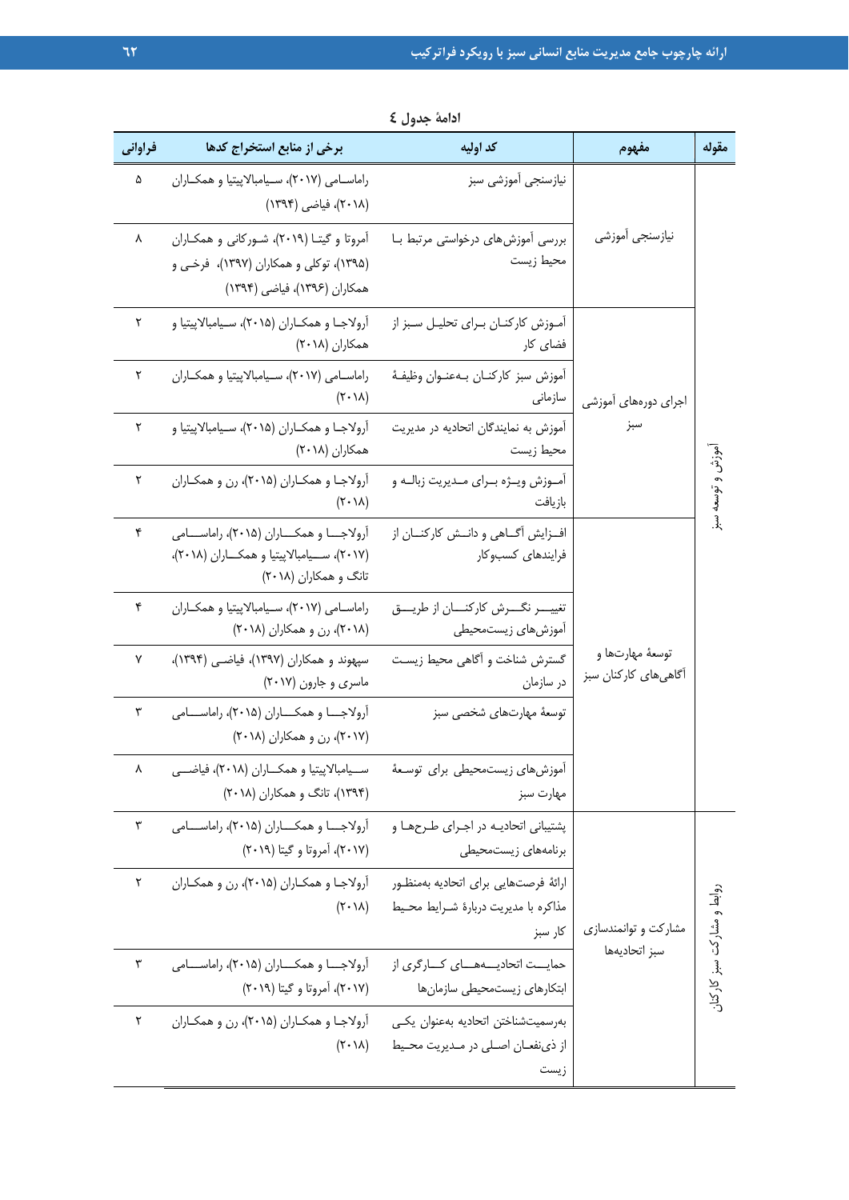ادامهٔ جدول ٤

| مقوله | مفهوم | کد اولیه | برخی از منابع استخراج کدها | فراوانی |
| --- | --- | --- | --- | --- |
| آموزش و توسعه سبز | نیازسنجی آموزشی | نیازسنجی آموزشی سبز | راماسامی (۲۰۱۷)، سیامبالاپیتیا و همکاران (۲۰۱۸)، فیاضی (۱۳۹۴) | ۵ |
| | | بررسی آموزش‌های درخواستی مرتبط با محیط زیست | آمروتا و گیتا (۲۰۱۹)، شورکانی و همکاران (۱۳۹۵)، توکلی و همکاران (۱۳۹۷)، فرخی و همکاران (۱۳۹۶)، فیاضی (۱۳۹۴) | ۸ |
| | اجرای دوره‌های آموزشی سبز | آموزش کارکنان برای تحلیل سبز از فضای کار | آرولاجا و همکاران (۲۰۱۵)، سیامبالاپیتیا و همکاران (۲۰۱۸) | ۲ |
| | | آموزش سبز کارکنان به‌عنوان وظیفهٔ سازمانی | راماسامی (۲۰۱۷)، سیامبالاپیتیا و همکاران (۲۰۱۸) | ۲ |
| | | آموزش به نمایندگان اتحادیه در مدیریت محیط زیست | آرولاجا و همکاران (۲۰۱۵)، سیامبالاپیتیا و همکاران (۲۰۱۸) | ۲ |
| | | آموزش ویژه برای مدیریت زباله و بازیافت | آرولاجا و همکاران (۲۰۱۵)، رن و همکاران (۲۰۱۸) | ۲ |
| | توسعهٔ مهارت‌ها و آگاهی‌های کارکنان سبز | افزایش آگاهی و دانش کارکنان از فرایندهای کسب‌وکار | آرولاجا و همکاران (۲۰۱۵)، راماسامی (۲۰۱۷)، سیامبالاپیتیا و همکاران (۲۰۱۸)، تانگ و همکاران (۲۰۱۸) | ۴ |
| | | تغییر نگرش کارکنان از طریق آموزش‌های زیست‌محیطی | راماسامی (۲۰۱۷)، سیامبالاپیتیا و همکاران (۲۰۱۸)، رن و همکاران (۲۰۱۸) | ۴ |
| | | گسترش شناخت و آگاهی محیط زیست در سازمان | سپهوند و همکاران (۱۳۹۷)، فیاضی (۱۳۹۴)، ماسری و جارون (۲۰۱۷) | ۷ |
| | | توسعهٔ مهارت‌های شخصی سبز | آرولاجا و همکاران (۲۰۱۵)، راماسامی (۲۰۱۷)، رن و همکاران (۲۰۱۸) | ۳ |
| | | آموزش‌های زیست‌محیطی برای توسعهٔ مهارت سبز | سیامبالاپیتیا و همکاران (۲۰۱۸)، فیاضی (۱۳۹۴)، تانگ و همکاران (۲۰۱۸) | ۸ |
| روابط و مشارکت سبز کارکنان | مشارکت و توانمندسازی سبز اتحادیه‌ها | پشتیبانی اتحادیه در اجرای طرح‌ها و برنامه‌های زیست‌محیطی | آرولاجا و همکاران (۲۰۱۵)، راماسامی (۲۰۱۷)، آمروتا و گیتا (۲۰۱۹) | ۳ |
| | | ارائهٔ فرصت‌هایی برای اتحادیه به‌منظور مذاکره با مدیریت دربارهٔ شرایط محیط کار سبز | آرولاجا و همکاران (۲۰۱۵)، رن و همکاران (۲۰۱۸) | ۲ |
| | | حمایت اتحادیه‌های کارگری از ابتکارهای زیست‌محیطی سازمان‌ها | آرولاجا و همکاران (۲۰۱۵)، راماسامی (۲۰۱۷)، آمروتا و گیتا (۲۰۱۹) | ۳ |
| | | به‌رسمیت‌شناختن اتحادیه به‌عنوان یکی از ذی‌نفعان اصلی در مدیریت محیط زیست | آرولاجا و همکاران (۲۰۱۵)، رن و همکاران (۲۰۱۸) | ۲ |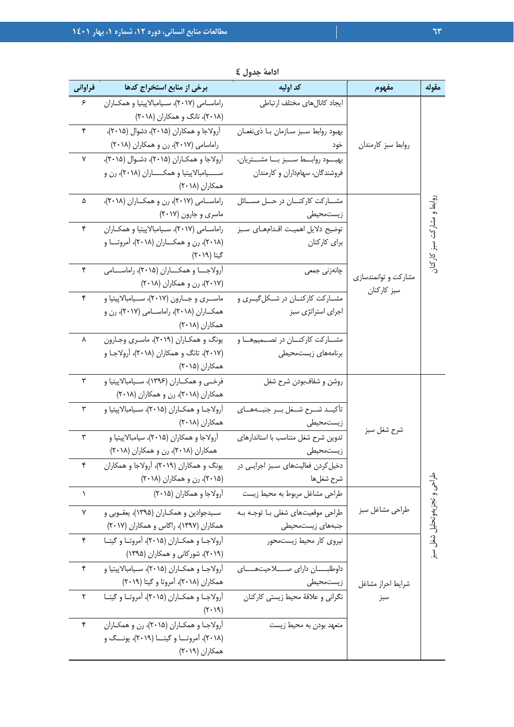ادامهٔ جدول ۴

| مقوله | مفهوم | کد اولیه | برخی از منابع استخراج کدها | فراوانی |
|---|---|---|---|---|
| روابط و مشارکت سبز کارکنان | روابط سبز کارمندان | ایجاد کانال‌های مختلف ارتباطی | راماسامی (۲۰۱۷)، سیامبالاپیتیا و همکاران (۲۰۱۸)، تانگ و همکاران (۲۰۱۸) | ۶ |
| | | بهبود روابط سبز سازمان با ذی‌نفعان خود | آرولاجا و همکاران (۲۰۱۵)، دشوال (۲۰۱۵)، راماسامی (۲۰۱۷)، رن و همکاران (۲۰۱۸) | ۴ |
| | | بهبود روابط سبز با مشتریان، فروشندگان، سهامداران و کارمندان | آرولاجا و همکاران (۲۰۱۵)، دشوال (۲۰۱۵)، سیامبالاپیتیا و همکاران (۲۰۱۸)، رن و همکاران (۲۰۱۸) | ۷ |
| | مشارکت و توانمندسازی سبز کارکنان | مشارکت کارکنان در حل مسائل زیست‌محیطی | راماسامی (۲۰۱۷)، رن و همکاران (۲۰۱۸)، ماسری و جارون (۲۰۱۷) | ۵ |
| | | توضیح دلایل اهمیت اقدام‌های سبز برای کارکنان | راماسامی (۲۰۱۷)، سیامبالاپیتیا و همکاران (۲۰۱۸)، رن و همکاران (۲۰۱۸)، آمروتا و گیتا (۲۰۱۹) | ۴ |
| | | چانه‌زنی جمعی | آرولاجا و همکاران (۲۰۱۵)، راماسامی (۲۰۱۷)، رن و همکاران (۲۰۱۸) | ۴ |
| | | مشارکت کارکنان در شکل‌گیری و اجرای استراتژی سبز | ماسری و جارون (۲۰۱۷)، سیامبالاپیتیا و همکاران (۲۰۱۸)، راماسامی (۲۰۱۷)، رن و همکاران (۲۰۱۸) | ۴ |
| | | مشارکت کارکنان در تصمیم‌ها و برنامه‌های زیست‌محیطی | یونگ و همکاران (۲۰۱۹)، ماسری وجارون (۲۰۱۷)، تانگ و همکاران (۲۰۱۸)، آرولاجا و همکاران (۲۰۱۵) | ۸ |
| طراحی و تجزیه‌وتحلیل شغل سبز | شرح شغل سبز | روشن و شفاف‌بودن شرح شغل | فرخی و همکاران (۱۳۹۶)، سیامبالاپیتیا و همکاران (۲۰۱۸)، رن و همکاران (۲۰۱۸) | ۳ |
| | | تأکید شرح شغل بر جنبه‌های زیست‌محیطی | آرولاجا و همکاران (۲۰۱۵)، سیامبالاپیتیا و همکاران (۲۰۱۸) | ۳ |
| | | تدوین شرح شغل متناسب با استانداردهای زیست‌محیطی | آرولاجا و همکاران (۲۰۱۵)، سیامبالاپیتیا و همکاران (۲۰۱۸)، رن و همکاران (۲۰۱۸) | ۳ |
| | | دخیل‌کردن فعالیت‌های سبز اجرایی در شرح شغل‌ها | یونگ و همکاران (۲۰۱۹)، آرولاجا و همکاران (۲۰۱۵)، رن و همکاران (۲۰۱۸) | ۴ |
| | طراحی مشاغل سبز | طراحی مشاغل مربوط به محیط زیست | آرولاجا و همکاران (۲۰۱۵) | ۱ |
| | | طراحی موقعیت‌های شغلی با توجه به جنبه‌های زیست‌محیطی | سیدجوادین و همکاران (۱۳۹۵)، یعقوبی و همکاران (۱۳۹۷)، راگاس و همکاران (۲۰۱۷) | ۷ |
| | شرایط احراز مشاغل سبز | نیروی کار محیط زیست‌محور | آرولاجا و همکاران (۲۰۱۵)، آمروتا و گیتا (۲۰۱۹)، شورکانی و همکاران (۱۳۹۵) | ۴ |
| | | داوطلبان دارای صلاحیت‌های زیست‌محیطی | آرولاجا و همکاران (۲۰۱۵)، سیامبالاپیتیا و همکاران (۲۰۱۸)، آمروتا و گیتا (۲۰۱۹) | ۴ |
| | | نگرانی و علاقهٔ محیط زیستی کارکنان | آرولاجا و همکاران (۲۰۱۵)، آمروتا و گیتا (۲۰۱۹) | ۲ |
| | | متعهد بودن به محیط زیست | آرولاجا و همکاران (۲۰۱۵)، رن و همکاران (۲۰۱۸)، آمروتا و گیتا (۲۰۱۹)، یونگ و همکاران (۲۰۱۹) | ۴ |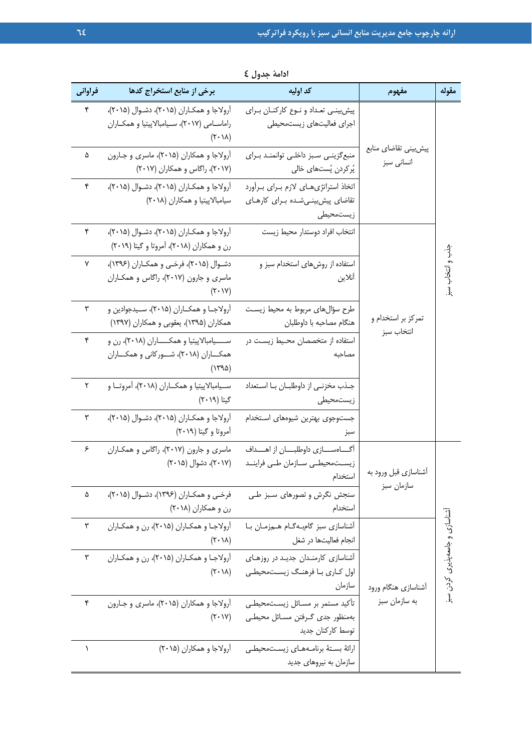ادامهٔ جدول ٤

| مقوله | مفهوم | کد اولیه | برخی از منابع استخراج کدها | فراوانی |
|---|---|---|---|---|
| جذب و انتخاب سبز | پیش‌بینی تقاضای منابع انسانی سبز | پیش‌بینی تعداد و نوع کارکنان برای اجرای فعالیت‌های زیست‌محیطی | آرولاجا و همکاران (۲۰۱۵)، دشوال (۲۰۱۵)، راماسامی (۲۰۱۷)، سیامبالاپیتیا و همکاران (۲۰۱۸) | ۴ |
| | | منبع‌گزینی سبز داخلی توانمند برای پُرکردن پُست‌های خالی | آرولاجا و همکاران (۲۰۱۵)، ماسری و جارون (۲۰۱۷)، راگاس و همکاران (۲۰۱۷) | ۵ |
| | | اتخاذ استراتژی‌های لازم برای برآورد تقاضای پیش‌بینی‌شده برای کارهای زیست‌محیطی | آرولاجا و همکاران (۲۰۱۵)، دشوال (۲۰۱۵)، سیامبالاپیتیا و همکاران (۲۰۱۸) | ۴ |
| | تمرکز بر استخدام و انتخاب سبز | انتخاب افراد دوستدار محیط زیست | آرولاجا و همکاران (۲۰۱۵)، دشوال (۲۰۱۵)، رن و همکاران (۲۰۱۸)، آمروتا و گیتا (۲۰۱۹) | ۴ |
| | | استفاده از روش‌های استخدام سبز و آنلاین | دشوال (۲۰۱۵)، فرخی و همکاران (۱۳۹۶)، ماسری و جارون (۲۰۱۷)، راگاس و همکاران (۲۰۱۷) | ۷ |
| | | طرح سؤال‌های مربوط به محیط زیست هنگام مصاحبه با داوطلبان | آرولاجا و همکاران (۲۰۱۵)، سیدجوادین و همکاران (۱۳۹۵)، یعقوبی و همکاران (۱۳۹۷) | ۳ |
| | | استفاده از متخصصان محیط زیست در مصاحبه | سیامبالاپیتیا و همکاران (۲۰۱۸)، رن و همکاران (۲۰۱۸)، شورکائی و همکاران (۱۳۹۵) | ۴ |
| | | جذب مخزنی از داوطلبان با استعداد زیست‌محیطی | سیامبالاپیتیا و همکاران (۲۰۱۸)، آمروتا و گیتا (۲۰۱۹) | ۲ |
| | | جست‌وجوی بهترین شیوه‌های استخدام سبز | آرولاجا و همکاران (۲۰۱۵)، دشوال (۲۰۱۵)، آمروتا و گیتا (۲۰۱۹) | ۳ |
| آشناسازی و جامعه‌پذیری کردن سبز | آشناسازی قبل ورود به سازمان سبز | آگاه‌سازی داوطلبان از اهداف زیست‌محیطی سازمان طی فرایند استخدام | ماسری و جارون (۲۰۱۷)، راگاس و همکاران (۲۰۱۷)، دشوال (۲۰۱۵) | ۶ |
| | | سنجش نگرش و تصورهای سبز طی استخدام | فرخی و همکاران (۱۳۹۶)، دشوال (۲۰۱۵)، رن و همکاران (۲۰۱۸) | ۵ |
| | آشناسازی هنگام ورود به سازمان سبز | آشناسازی سبز گام‌به‌گام همزمان با انجام فعالیت‌ها در شغل | آرولاجا و همکاران (۲۰۱۵)، رن و همکاران (۲۰۱۸) | ۳ |
| | | آشناسازی کارمندان جدید در روزهای اول کاری با فرهنگ زیست‌محیطی سازمان | آرولاجا و همکاران (۲۰۱۵)، رن و همکاران (۲۰۱۸) | ۳ |
| | | تأکید مستمر بر مسائل زیست‌محیطی به‌منظور جدی گرفتن مسائل محیطی توسط کارکنان جدید | آرولاجا و همکاران (۲۰۱۵)، ماسری و جارون (۲۰۱۷) | ۴ |
| | | ارائهٔ بستهٔ برنامه‌های زیست‌محیطی سازمان به نیروهای جدید | آرولاجا و همکاران (۲۰۱۵) | ۱ |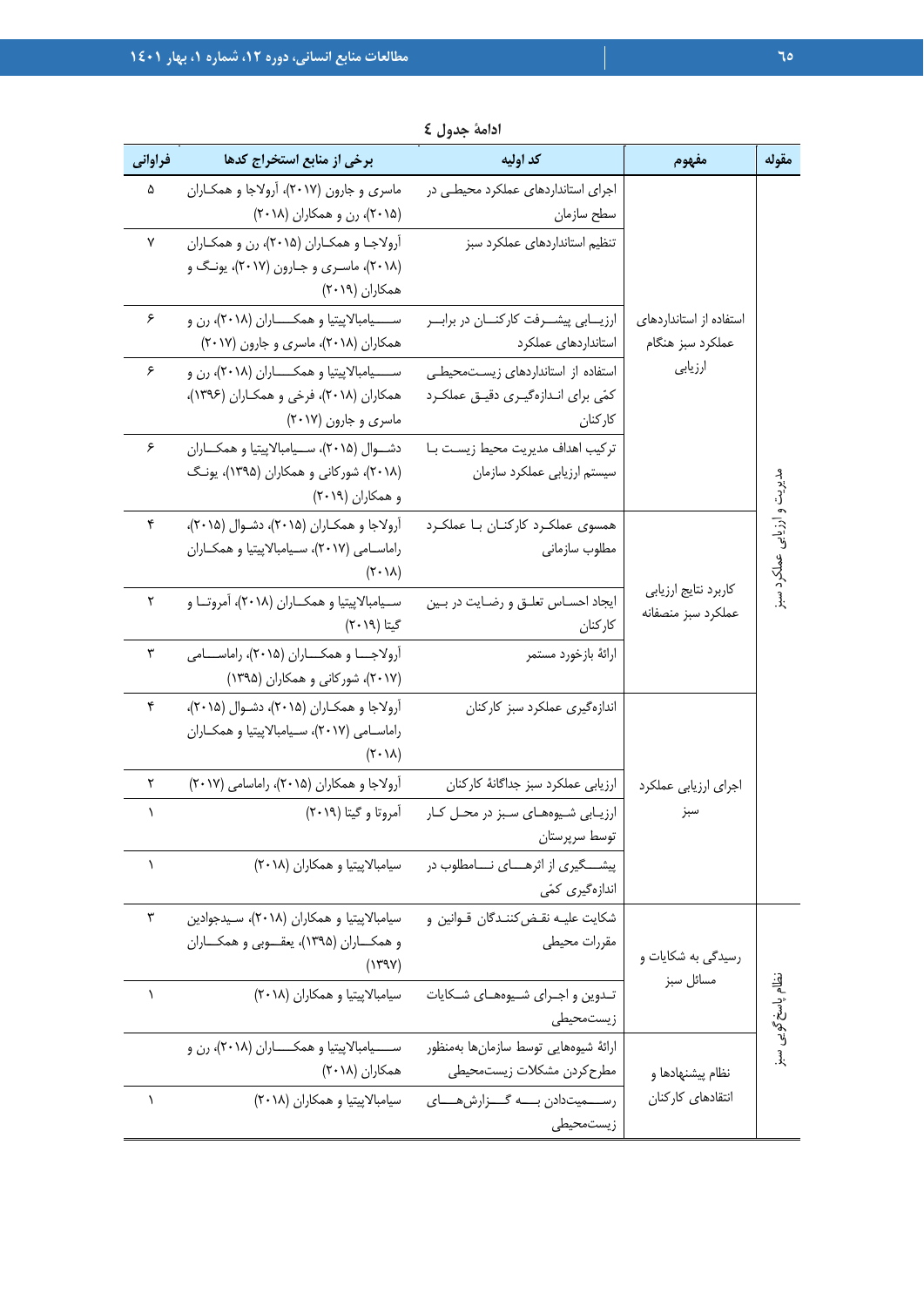ادامهٔ جدول ٤

| مقوله | مفهوم | کد اولیه | برخی از منابع استخراج کدها | فراوانی |
| --- | --- | --- | --- | --- |
| مدیریت و ارزیابی عملکرد سبز | استفاده از استانداردهای عملکرد سبز هنگام ارزیابی | اجرای استانداردهای عملکرد محیطی در سطح سازمان | ماسری و جارون (۲۰۱۷)، آرولاجا و همکاران (۲۰۱۵)، رن و همکاران (۲۰۱۸) | ۵ |
| | | تنظیم استانداردهای عملکرد سبز | آرولاجا و همکاران (۲۰۱۵)، رن و همکاران (۲۰۱۸)، ماسری و جارون (۲۰۱۷)، یونگ و همکاران (۲۰۱۹) | ۷ |
| | | ارزیابی پیشرفت کارکنان در برابر استانداردهای عملکرد | سیامبالاپیتیا و همکاران (۲۰۱۸)، رن و همکاران (۲۰۱۸)، ماسری و جارون (۲۰۱۷) | ۶ |
| | | استفاده از استانداردهای زیست‌محیطی کمّی برای اندازه‌گیری دقیق عملکرد کارکنان | سیامبالاپیتیا و همکاران (۲۰۱۸)، رن و همکاران (۲۰۱۸)، فرخی و همکاران (۱۳۹۶)، ماسری و جارون (۲۰۱۷) | ۶ |
| | | ترکیب اهداف مدیریت محیط زیست با سیستم ارزیابی عملکرد سازمان | دشوال (۲۰۱۵)، سیامبالاپیتیا و همکاران (۲۰۱۸)، شورکانی و همکاران (۱۳۹۵)، یونگ و همکاران (۲۰۱۹) | ۶ |
| | کاربرد نتایج ارزیابی عملکرد سبز منصفانه | همسوی عملکرد کارکنان با عملکرد مطلوب سازمانی | آرولاجا و همکاران (۲۰۱۵)، دشوال (۲۰۱۵)، راماسامی (۲۰۱۷)، سیامبالاپیتیا و همکاران (۲۰۱۸) | ۴ |
| | | ایجاد احساس تعلق و رضایت در بین کارکنان | سیامبالاپیتیا و همکاران (۲۰۱۸)، آمروتا و گیتا (۲۰۱۹) | ۲ |
| | | ارائهٔ بازخورد مستمر | آرولاجا و همکاران (۲۰۱۵)، راماسامی (۲۰۱۷)، شورکانی و همکاران (۱۳۹۵) | ۳ |
| | اجرای ارزیابی عملکرد سبز | اندازه‌گیری عملکرد سبز کارکنان | آرولاجا و همکاران (۲۰۱۵)، دشوال (۲۰۱۵)، راماسامی (۲۰۱۷)، سیامبالاپیتیا و همکاران (۲۰۱۸) | ۴ |
| | | ارزیابی عملکرد سبز جداگانهٔ کارکنان | آرولاجا و همکاران (۲۰۱۵)، راماسامی (۲۰۱۷) | ۲ |
| | | ارزیابی شیوه‌های سبز در محل کار توسط سرپرستان | آمروتا و گیتا (۲۰۱۹) | ۱ |
| | | پیشگیری از اثرهای نامطلوب در اندازه‌گیری کمّی | سیامبالاپیتیا و همکاران (۲۰۱۸) | ۱ |
| نظام پاسخ‌گویی سبز | رسیدگی به شکایات و مسائل سبز | شکایت علیه نقض‌کنندگان قوانین و مقررات محیطی | سیامبالاپیتیا و همکاران (۲۰۱۸)، سیدجوادین و همکاران (۱۳۹۵)، یعقوبی و همکاران (۱۳۹۷) | ۳ |
| | | تدوین و اجرای شیوه‌های شکایات زیست‌محیطی | سیامبالاپیتیا و همکاران (۲۰۱۸) | ۱ |
| | نظام پیشنهادها و انتقادهای کارکنان | ارائهٔ شیوه‌هایی توسط سازمان‌ها به‌منظور مطرح‌کردن مشکلات زیست‌محیطی | سیامبالاپیتیا و همکاران (۲۰۱۸)، رن و همکاران (۲۰۱۸) | |
| | | رسمیت‌دادن به گزارش‌های زیست‌محیطی | سیامبالاپیتیا و همکاران (۲۰۱۸) | ۱ |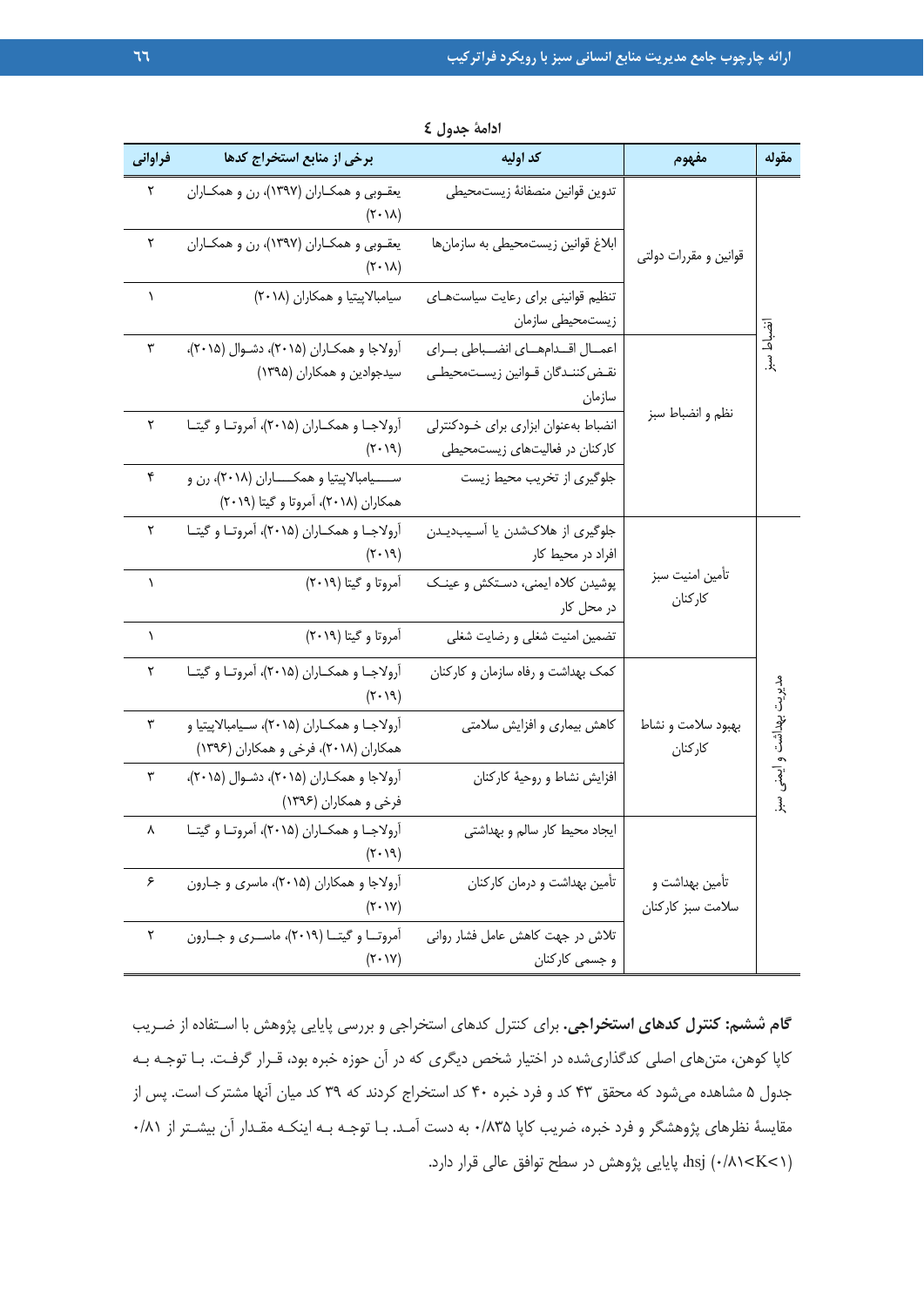ادامهٔ جدول ٤

| مقوله | مفهوم | کد اولیه | برخی از منابع استخراج کدها | فراوانی |
|---|---|---|---|---|
| انضباط سبز | قوانین و مقررات دولتی | تدوین قوانین منصفانهٔ زیست‌محیطی | یعقوبی و همکاران (۱۳۹۷)، رن و همکاران (۲۰۱۸) | ۲ |
| | | ابلاغ قوانین زیست‌محیطی به سازمان‌ها | یعقوبی و همکاران (۱۳۹۷)، رن و همکاران (۲۰۱۸) | ۲ |
| | | تنظیم قوانینی برای رعایت سیاست‌های زیست‌محیطی سازمان | سیامبالاپیتیا و همکاران (۲۰۱۸) | ۱ |
| | نظم و انضباط سبز | اعمال اقدام‌های انضباطی برای نقض‌کنندگان قوانین زیست‌محیطی سازمان | آرولاجا و همکاران (۲۰۱۵)، دشوال (۲۰۱۵)، سیدجوادین و همکاران (۱۳۹۵) | ۳ |
| | | انضباط به‌عنوان ابزاری برای خودکنترلی کارکنان در فعالیت‌های زیست‌محیطی | آرولاجا و همکاران (۲۰۱۵)، آمروتا و گیتا (۲۰۱۹) | ۲ |
| | | جلوگیری از تخریب محیط زیست | سیامبالاپیتیا و همکاران (۲۰۱۸)، رن و همکاران (۲۰۱۸)، آمروتا و گیتا (۲۰۱۹) | ۴ |
| مدیریت بهداشت و ایمنی سبز | تأمین امنیت سبز کارکنان | جلوگیری از هلاک‌شدن یا آسیب‌دیدن افراد در محیط کار | آرولاجا و همکاران (۲۰۱۵)، آمروتا و گیتا (۲۰۱۹) | ۲ |
| | | پوشیدن کلاه ایمنی، دستکش و عینک در محل کار | آمروتا و گیتا (۲۰۱۹) | ۱ |
| | | تضمین امنیت شغلی و رضایت شغلی | آمروتا و گیتا (۲۰۱۹) | ۱ |
| | بهبود سلامت و نشاط کارکنان | کمک بهداشت و رفاه سازمان و کارکنان | آرولاجا و همکاران (۲۰۱۵)، آمروتا و گیتا (۲۰۱۹) | ۲ |
| | | کاهش بیماری و افزایش سلامتی | آرولاجا و همکاران (۲۰۱۵)، سیامبالاپیتیا و همکاران (۲۰۱۸)، فرخی و همکاران (۱۳۹۶) | ۳ |
| | | افزایش نشاط و روحیهٔ کارکنان | آرولاجا و همکاران (۲۰۱۵)، دشوال (۲۰۱۵)، فرخی و همکاران (۱۳۹۶) | ۳ |
| | تأمین بهداشت و سلامت سبز کارکنان | ایجاد محیط کار سالم و بهداشتی | آرولاجا و همکاران (۲۰۱۵)، آمروتا و گیتا (۲۰۱۹) | ۸ |
| | | تأمین بهداشت و درمان کارکنان | آرولاجا و همکاران (۲۰۱۵)، ماسری و جارون (۲۰۱۷) | ۶ |
| | | تلاش در جهت کاهش عامل فشار روانی و جسمی کارکنان | آمروتا و گیتا (۲۰۱۹)، ماسری و جارون (۲۰۱۷) | ۲ |

**گام ششم: کنترل کدهای استخراجی.** برای کنترل کدهای استخراجی و بررسی پایایی پژوهش با استفاده از ضریب کاپا کوهن، متن‌های اصلی کدگذاری‌شده در اختیار شخص دیگری که در آن حوزه خبره بود، قرار گرفت. با توجه به جدول ۵ مشاهده می‌شود که محقق ۴۳ کد و فرد خبره ۴۰ کد استخراج کردند که ۳۹ کد میان آنها مشترک است. پس از مقایسهٔ نظرهای پژوهشگر و فرد خبره، ضریب کاپا ۰/۸۳۵ به دست آمد. با توجه به اینکه مقدار آن بیشتر از ۰/۸۱ (۰/۸۱<K<۱) hsj، پایایی پژوهش در سطح توافق عالی قرار دارد.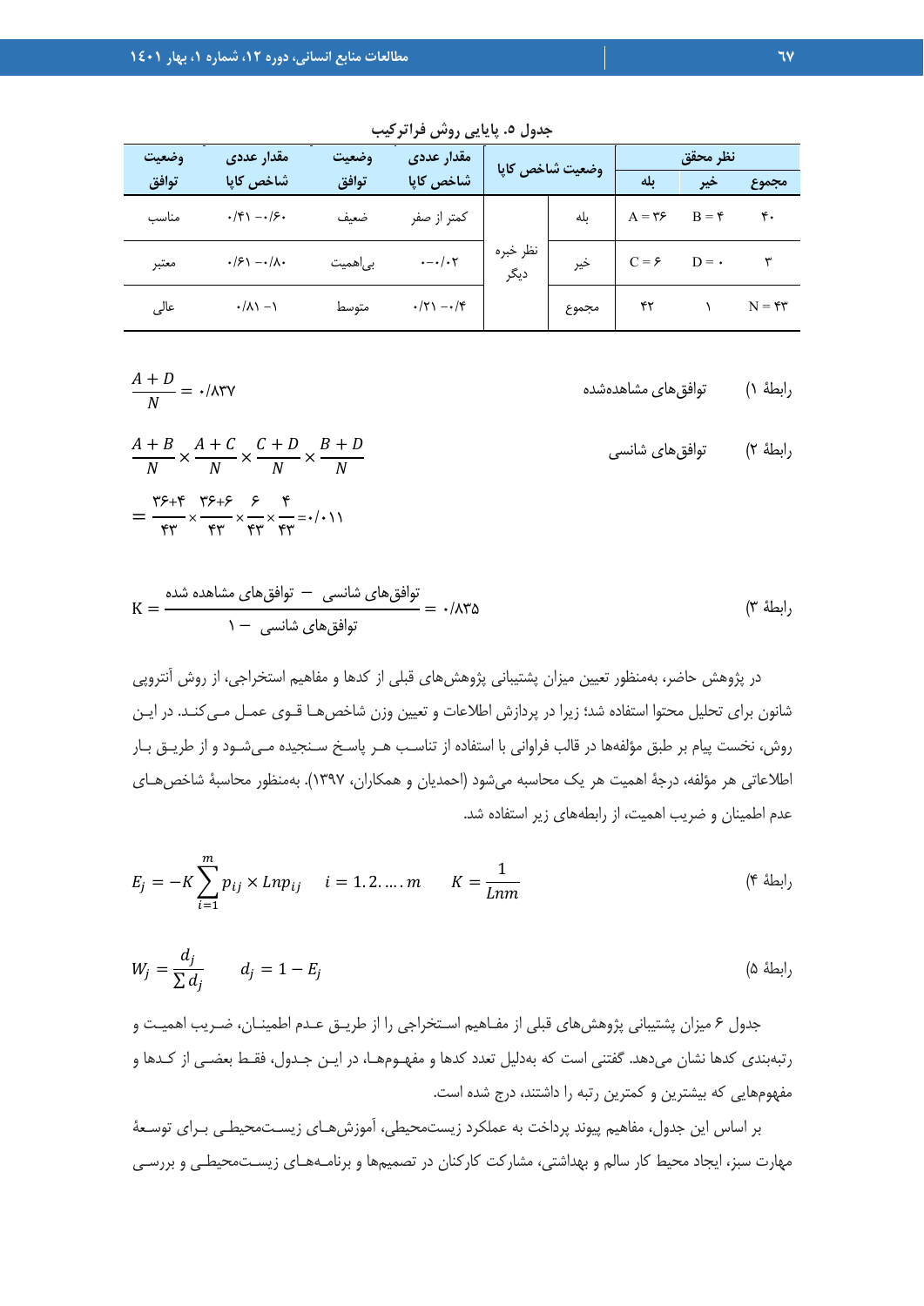جدول ۵. پایایی روش فراترکیب

| وضعیت توافق | مقدار عددی شاخص کاپا | وضعیت توافق | مقدار عددی شاخص کاپا | وضعیت شاخص کاپا | | نظر محقق | | |
|---|---|---|---|---|---|---|---|---|
| | | | | | | بله | خیر | مجموع |
| مناسب | ۰/۴۱ – ۰/۶۰ | ضعیف | کمتر از صفر | نظر خبره دیگر | بله | A = ۳۶ | B = ۴ | ۴۰ |
| معتبر | ۰/۶۱ – ۰/۸۰ | بی‌اهمیت | ۰ – ۰/۰۲ | | خیر | C = ۶ | D = ۰ | ۳ |
| عالی | ۰/۸۱ – ۱ | متوسط | ۰/۲۱ – ۰/۴ | | مجموع | ۴۲ | ۱ | N = ۴۳ |

رابطهٔ ۱) توافق‌های مشاهده‌شده

$$\frac{A+D}{N} = ۰/۸۳۷$$

رابطهٔ ۲) توافق‌های شانسی

$$\frac{A+B}{N} \times \frac{A+C}{N} \times \frac{C+D}{N} \times \frac{B+D}{N}$$

$$= \frac{۳۶+۴}{۴۳} \times \frac{۳۶+۶}{۴۳} \times \frac{۶}{۴۳} \times \frac{۴}{۴۳} = ۰/۰۱۱$$

رابطهٔ ۳)

$$K = \frac{\text{توافق‌های مشاهده شده} - \text{توافق‌های شانسی}}{۱ - \text{توافق‌های شانسی}} = ۰/۸۳۵$$

در پژوهش حاضر، به‌منظور تعیین میزان پشتیبانی پژوهش‌های قبلی از کدها و مفاهیم استخراجی، از روش آنتروپی شانون برای تحلیل محتوا استفاده شد؛ زیرا در پردازش اطلاعات و تعیین وزن شاخص‌ها قوی عمل می‌کند. در این روش، نخست پیام بر طبق مؤلفه‌ها در قالب فراوانی با استفاده از تناسب هر پاسخ سنجیده می‌شود و از طریق بار اطلاعاتی هر مؤلفه، درجهٔ اهمیت هر یک محاسبه می‌شود (احمدیان و همکاران، ۱۳۹۷). به‌منظور محاسبهٔ شاخص‌های عدم اطمینان و ضریب اهمیت، از رابطه‌های زیر استفاده شد.

رابطهٔ ۴)

$$E_j = -K \sum_{i=1}^{m} p_{ij} \times Lnp_{ij} \quad i = 1.2.\dots.m \quad K = \frac{1}{Lnm}$$

رابطهٔ ۵)

$$W_j = \frac{d_j}{\sum d_j} \quad d_j = 1 - E_j$$

جدول ۶ میزان پشتیبانی پژوهش‌های قبلی از مفاهیم استخراجی را از طریق عدم اطمینان، ضریب اهمیت و رتبه‌بندی کدها نشان می‌دهد. گفتنی است که به‌دلیل تعدد کدها و مفهوم‌ها، در این جدول، فقط بعضی از کدها و مفهوم‌هایی که بیشترین و کمترین رتبه را داشتند، درج شده است.

بر اساس این جدول، مفاهیم پیوند پرداخت به عملکرد زیست‌محیطی، آموزش‌های زیست‌محیطی برای توسعهٔ مهارت سبز، ایجاد محیط کار سالم و بهداشتی، مشارکت کارکنان در تصمیم‌ها و برنامه‌های زیست‌محیطی و بررسی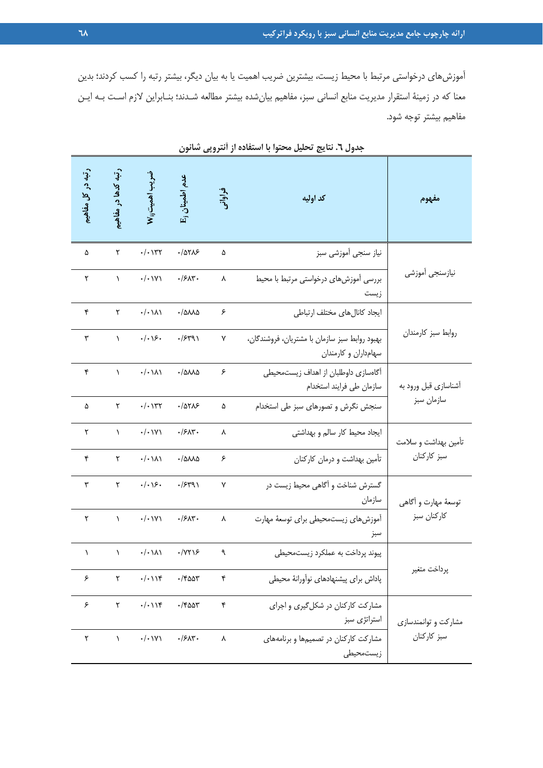آموزش‌های درخواستی مرتبط با محیط زیست، بیشترین ضریب اهمیت یا به بیان دیگر، بیشتر رتبه را کسب کردند؛ بدین معنا که در زمینهٔ استقرار مدیریت منابع انسانی سبز، مفاهیم بیان‌شده بیشتر مطالعه شدند؛ بنابراین لازم است به این مفاهیم بیشتر توجه شود.

**جدول ٦. نتایج تحلیل محتوا با استفاده از آنتروپی شانون**

| مفهوم | کد اولیه | فراوانی | عدم اطمینان $E_j$ | ضریب اهمیت $W_{ij}$ | رتبهٔ کدها در مفاهیم | رتبه در کل مفاهیم |
|---|---|---|---|---|---|---|
| نیازسنجی آموزشی | نیاز سنجی آموزشی سبز | ۵ | ۰/۵۲۸۶ | ۰/۰۱۳۲ | ۲ | ۵ |
| | بررسی آموزش‌های درخواستی مرتبط با محیط زیست | ۸ | ۰/۶۸۳۰ | ۰/۰۱۷۱ | ۱ | ۲ |
| روابط سبز کارمندان | ایجاد کانال‌های مختلف ارتباطی | ۶ | ۰/۵۸۸۵ | ۰/۰۱۸۱ | ۲ | ۴ |
| | بهبود روابط سبز سازمان با مشتریان، فروشندگان، سهامداران و کارمندان | ۷ | ۰/۶۳۹۱ | ۰/۰۱۶۰ | ۱ | ۳ |
| آشناسازی قبل ورود به سازمان سبز | آگاه‌سازی داوطلبان از اهداف زیست‌محیطی سازمان طی فرایند استخدام | ۶ | ۰/۵۸۸۵ | ۰/۰۱۸۱ | ۱ | ۴ |
| | سنجش نگرش و تصورهای سبز طی استخدام | ۵ | ۰/۵۲۸۶ | ۰/۰۱۳۲ | ۲ | ۵ |
| تأمین بهداشت و سلامت سبز کارکنان | ایجاد محیط کار سالم و بهداشتی | ۸ | ۰/۶۸۳۰ | ۰/۰۱۷۱ | ۱ | ۲ |
| | تأمین بهداشت و درمان کارکنان | ۶ | ۰/۵۸۸۵ | ۰/۰۱۸۱ | ۲ | ۴ |
| توسعهٔ مهارت و آگاهی کارکنان سبز | گسترش شناخت و آگاهی محیط زیست در سازمان | ۷ | ۰/۶۳۹۱ | ۰/۰۱۶۰ | ۲ | ۳ |
| | آموزش‌های زیست‌محیطی برای توسعهٔ مهارت سبز | ۸ | ۰/۶۸۳۰ | ۰/۰۱۷۱ | ۱ | ۲ |
| پرداخت متغیر | پیوند پرداخت به عملکرد زیست‌محیطی | ۹ | ۰/۷۲۱۶ | ۰/۰۱۸۱ | ۱ | ۱ |
| | پاداش برای پیشنهادهای نوآورانهٔ محیطی | ۴ | ۰/۴۵۵۳ | ۰/۰۱۱۴ | ۲ | ۶ |
| مشارکت و توانمندسازی سبز کارکنان | مشارکت کارکنان در شکل‌گیری و اجرای استراتژی سبز | ۴ | ۰/۴۵۵۳ | ۰/۰۱۱۴ | ۲ | ۶ |
| | مشارکت کارکنان در تصمیم‌ها و برنامه‌های زیست‌محیطی | ۸ | ۰/۶۸۳۰ | ۰/۰۱۷۱ | ۱ | ۲ |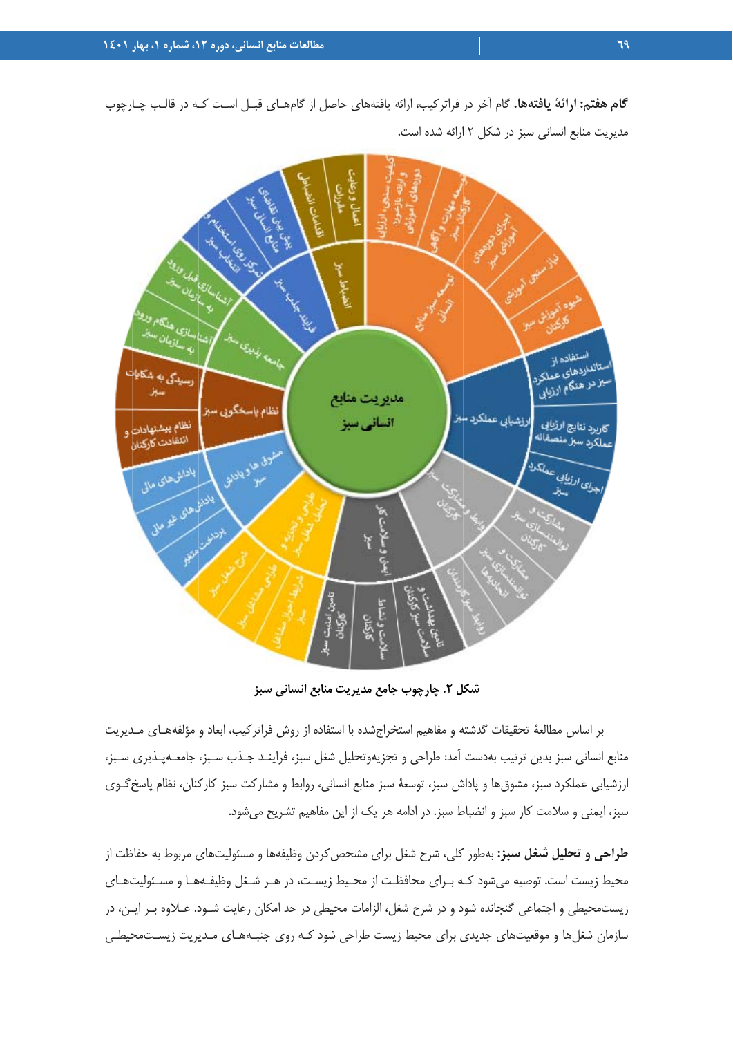**گام هفتم: ارائهٔ یافته‌ها.** گام آخر در فراترکیب، ارائه یافته‌های حاصل از گام‌های قبل است که در قالب چارچوب مدیریت منابع انسانی سبز در شکل ۲ ارائه شده است.

**شکل ۲. چارچوب جامع مدیریت منابع انسانی سبز**

بر اساس مطالعهٔ تحقیقات گذشته و مفاهیم استخراج‌شده با استفاده از روش فراترکیب، ابعاد و مؤلفه‌های مدیریت منابع انسانی سبز بدین ترتیب به‌دست آمد: طراحی و تجزیه‌وتحلیل شغل سبز، فرایند جذب سبز، جامعه‌پذیری سبز، ارزشیابی عملکرد سبز، مشوق‌ها و پاداش سبز، توسعهٔ سبز منابع انسانی، روابط و مشارکت سبز کارکنان، نظام پاسخ‌گوی سبز، ایمنی و سلامت کار سبز و انضباط سبز. در ادامه هر یک از این مفاهیم تشریح می‌شود.

**طراحی و تحلیل شغل سبز:** به‌طور کلی، شرح شغل برای مشخص‌کردن وظیفه‌ها و مسئولیت‌های مربوط به حفاظت از محیط زیست است. توصیه می‌شود که برای محافظت از محیط زیست، در هر شغل وظیفه‌ها و مسئولیت‌های زیست‌محیطی و اجتماعی گنجانده شود و در شرح شغل، الزامات محیطی در حد امکان رعایت شود. علاوه بر این، در سازمان شغل‌ها و موقعیت‌های جدیدی برای محیط زیست طراحی شود که روی جنبه‌های مدیریت زیست‌محیطی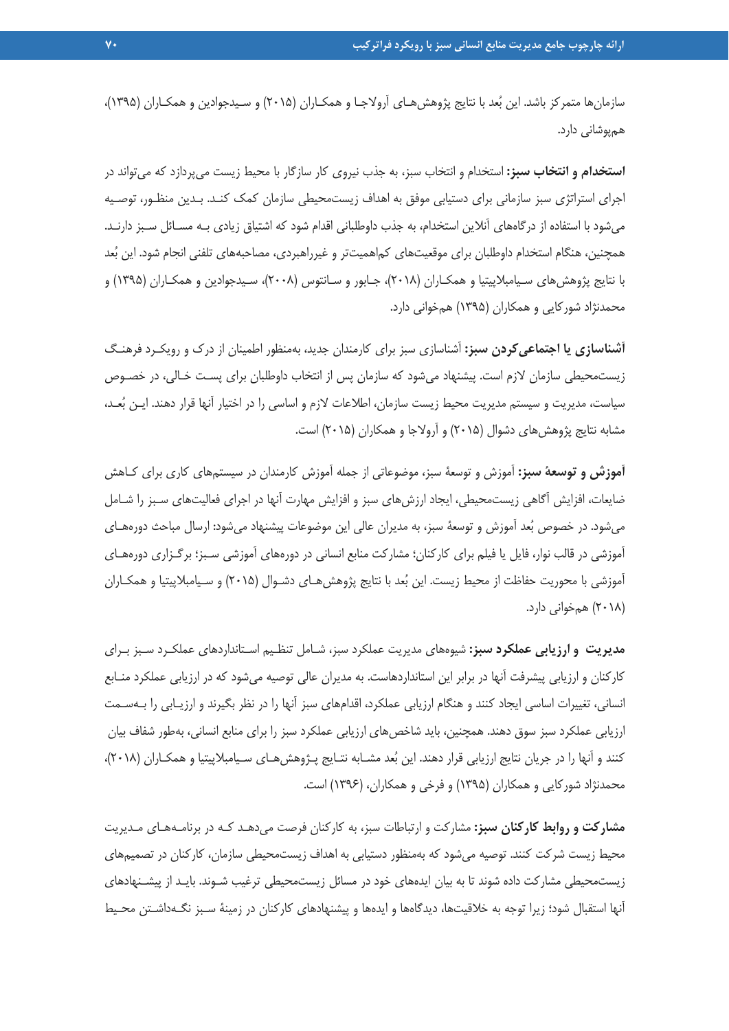سازمان‌ها متمرکز باشد. این بُعد با نتایج پژوهش‌های آرولاجا و همکاران (۲۰۱۵) و سیدجوادین و همکاران (۱۳۹۵)، هم‌پوشانی دارد.

**استخدام و انتخاب سبز:** استخدام و انتخاب سبز، به جذب نیروی کار سازگار با محیط زیست می‌پردازد که می‌تواند در اجرای استراتژی سبز سازمانی برای دستیابی موفق به اهداف زیست‌محیطی سازمان کمک کند. بدین منظور، توصیه می‌شود با استفاده از درگاه‌های آنلاین استخدام، به جذب داوطلبانی اقدام شود که اشتیاق زیادی به مسائل سبز دارند. همچنین، هنگام استخدام داوطلبان برای موقعیت‌های کم‌اهمیت‌تر و غیرراهبردی، مصاحبه‌های تلفنی انجام شود. این بُعد با نتایج پژوهش‌های سیامبلاپیتیا و همکاران (۲۰۱۸)، جابور و سانتوس (۲۰۰۸)، سیدجوادین و همکاران (۱۳۹۵) و محمدنژاد شورکایی و همکاران (۱۳۹۵) همخوانی دارد.

**آشناسازی یا اجتماعی‌کردن سبز:** آشناسازی سبز برای کارمندان جدید، به‌منظور اطمینان از درک و رویکرد فرهنگ زیست‌محیطی سازمان لازم است. پیشنهاد می‌شود که سازمان پس از انتخاب داوطلبان برای پست خالی، در خصوص سیاست، مدیریت و سیستم مدیریت محیط زیست سازمان، اطلاعات لازم و اساسی را در اختیار آنها قرار دهند. این بُعد، مشابه نتایج پژوهش‌های دشوال (۲۰۱۵) و آرولاجا و همکاران (۲۰۱۵) است.

**آموزش و توسعهٔ سبز:** آموزش و توسعهٔ سبز، موضوعاتی از جمله آموزش کارمندان در سیستم‌های کاری برای کاهش ضایعات، افزایش آگاهی زیست‌محیطی، ایجاد ارزش‌های سبز و افزایش مهارت آنها در اجرای فعالیت‌های سبز را شامل می‌شود. در خصوص بُعد آموزش و توسعهٔ سبز، به مدیران عالی این موضوعات پیشنهاد می‌شود: ارسال مباحث دوره‌های آموزشی در قالب نوار، فایل یا فیلم برای کارکنان؛ مشارکت منابع انسانی در دوره‌های آموزشی سبز؛ برگزاری دوره‌های آموزشی با محوریت حفاظت از محیط زیست. این بُعد با نتایج پژوهش‌های دشوال (۲۰۱۵) و سیامبلاپیتیا و همکاران (۲۰۱۸) همخوانی دارد.

**مدیریت و ارزیابی عملکرد سبز:** شیوه‌های مدیریت عملکرد سبز، شامل تنظیم استانداردهای عملکرد سبز برای کارکنان و ارزیابی پیشرفت آنها در برابر این استانداردهاست. به مدیران عالی توصیه می‌شود که در ارزیابی عملکرد منابع انسانی، تغییرات اساسی ایجاد کنند و هنگام ارزیابی عملکرد، اقدام‌های سبز آنها را در نظر بگیرند و ارزیابی را به‌سمت ارزیابی عملکرد سبز سوق دهند. همچنین، باید شاخص‌های ارزیابی عملکرد سبز را برای منابع انسانی، به‌طور شفاف بیان کنند و آنها را در جریان نتایج ارزیابی قرار دهند. این بُعد مشابه نتایج پژوهش‌های سیامبلاپیتیا و همکاران (۲۰۱۸)، محمدنژاد شورکایی و همکاران (۱۳۹۵) و فرخی و همکاران، (۱۳۹۶) است.

**مشارکت و روابط کارکنان سبز:** مشارکت و ارتباطات سبز، به کارکنان فرصت می‌دهد که در برنامه‌های مدیریت محیط زیست شرکت کنند. توصیه می‌شود که به‌منظور دستیابی به اهداف زیست‌محیطی سازمان، کارکنان در تصمیم‌های زیست‌محیطی مشارکت داده شوند تا به بیان ایده‌های خود در مسائل زیست‌محیطی ترغیب شوند. باید از پیشنهادهای آنها استقبال شود؛ زیرا توجه به خلاقیت‌ها، دیدگاه‌ها و ایده‌ها و پیشنهادهای کارکنان در زمینهٔ سبز نگه‌داشتن محیط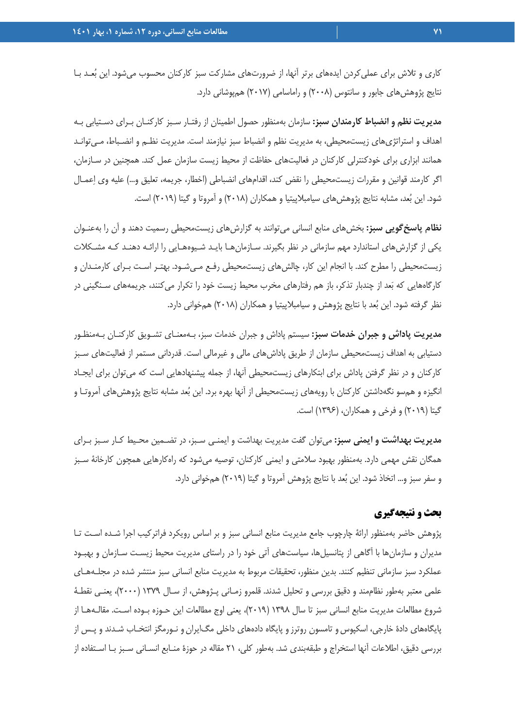کاری و تلاش برای عملی‌کردن ایده‌های برتر آنها، از ضرورت‌های مشارکت سبز کارکنان محسوب می‌شود. این بُعد با نتایج پژوهش‌های جابور و سانتوس (۲۰۰۸) و راماسامی (۲۰۱۷) هم‌پوشانی دارد.

**مدیریت نظم و انضباط کارمندان سبز:** سازمان به‌منظور حصول اطمینان از رفتار سبز کارکنان برای دستیابی به اهداف و استراتژی‌های زیست‌محیطی، به مدیریت نظم و انضباط سبز نیازمند است. مدیریت نظم و انضباط، می‌تواند همانند ابزاری برای خودکنترلی کارکنان در فعالیت‌های حفاظت از محیط زیست سازمان عمل کند. همچنین در سازمان، اگر کارمند قوانین و مقررات زیست‌محیطی را نقض کند، اقدام‌های انضباطی (اخطار، جریمه، تعلیق و...) علیه وی اِعمال شود. این بُعد، مشابه نتایج پژوهش‌های سیامبلاپیتیا و همکاران (۲۰۱۸) و آمروتا و گیتا (۲۰۱۹) است.

**نظام پاسخ‌گویی سبز:** بخش‌های منابع انسانی می‌توانند به گزارش‌های زیست‌محیطی رسمیت دهند و آن را به‌عنوان یکی از گزارش‌های استاندارد مهم سازمانی در نظر بگیرند. سازمان‌ها باید شیوه‌هایی را ارائه دهند که مشکلات زیست‌محیطی را مطرح کند. با انجام این کار، چالش‌های زیست‌محیطی رفع می‌شود. بهتر است برای کارمندان و کارگاه‌هایی که بعد از چندبار تذکر، باز هم رفتارهای مخرب محیط زیست خود را تکرار می‌کنند، جریمه‌های سنگینی در نظر گرفته شود. این بُعد با نتایج پژوهش و سیامبلاپیتیا و همکاران (۲۰۱۸) همخوانی دارد.

**مدیریت پاداش و جبران خدمات سبز:** سیستم پاداش و جبران خدمات سبز، به‌معنای تشویق کارکنان به‌منظور دستیابی به اهداف زیست‌محیطی سازمان از طریق پاداش‌های مالی و غیرمالی است. قدردانی مستمر از فعالیت‌های سبز کارکنان و در نظر گرفتن پاداش برای ابتکارهای زیست‌محیطی آنها، از جمله پیشنهادهایی است که می‌توان برای ایجاد انگیزه و همسو نگه‌داشتن کارکنان با رویه‌های زیست‌محیطی از آنها بهره برد. این بُعد مشابه نتایج پژوهش‌های آمروتا و گیتا (۲۰۱۹) و فرخی و همکاران، (۱۳۹۶) است.

**مدیریت بهداشت و ایمنی سبز:** می‌توان گفت مدیریت بهداشت و ایمنی سبز، در تضمین محیط کار سبز برای همگان نقش مهمی دارد. به‌منظور بهبود سلامتی و ایمنی کارکنان، توصیه می‌شود که راه‌کارهایی همچون کارخانهٔ سبز و سفر سبز و... اتخاذ شود. این بُعد با نتایج پژوهش آمروتا و گیتا (۲۰۱۹) همخوانی دارد.

## بحث و نتیجه‌گیری

پژوهش حاضر به‌منظور ارائهٔ چارچوب جامع مدیریت منابع انسانی سبز و بر اساس رویکرد فراترکیب اجرا شده است تا مدیران و سازمان‌ها با آگاهی از پتانسیل‌ها، سیاست‌های آتی خود را در راستای مدیریت محیط زیست سازمان و بهبود عملکرد سبز سازمانی تنظیم کنند. بدین منظور، تحقیقات مربوط به مدیریت منابع انسانی سبز منتشر شده در مجله‌های علمی معتبر به‌طور نظام‌مند و دقیق بررسی و تحلیل شدند. قلمرو زمانی پژوهش، از سال ۱۳۷۹ (۲۰۰۰)، یعنی نقطهٔ شروع مطالعات مدیریت منابع انسانی سبز تا سال ۱۳۹۸ (۲۰۱۹)، یعنی اوج مطالعات این حوزه بوده است. مقاله‌ها از پایگاه‌های دادهٔ خارجی، اسکپوس و تامسون روترز و پایگاه داده‌های داخلی مگ‌ایران و نورمگز انتخاب شدند و پس از بررسی دقیق، اطلاعات آنها استخراج و طبقه‌بندی شد. به‌طور کلی، ۲۱ مقاله در حوزهٔ منابع انسانی سبز با استفاده از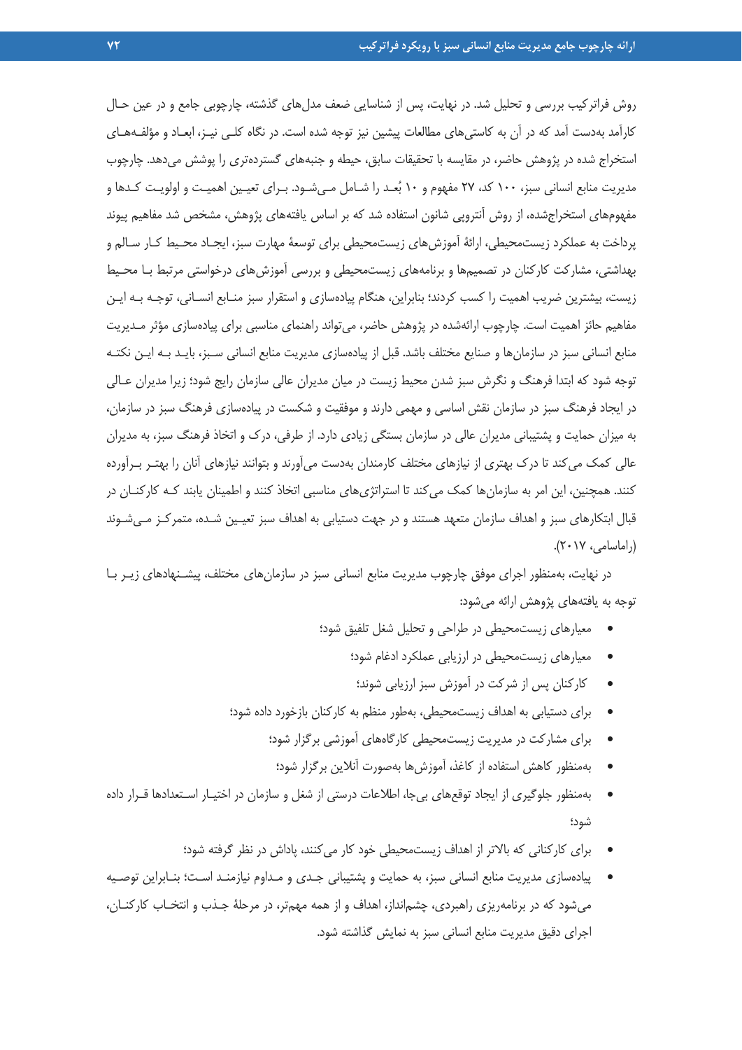روش فراترکیب بررسی و تحلیل شد. در نهایت، پس از شناسایی ضعف مدل‌های گذشته، چارچوبی جامع و در عین حـال کارآمد به‌دست آمد که در آن به کاستی‌های مطالعات پیشین نیز توجه شده است. در نگاه کلـی نیـز، ابعـاد و مؤلفـه‌هـای استخراج شده در پژوهش حاضر، در مقایسه با تحقیقات سابق، حیطه و جنبه‌های گسترده‌تری را پوشش می‌دهد. چارچوب مدیریت منابع انسانی سبز، ۱۰۰ کد، ۲۷ مفهوم و ۱۰ بُعـد را شـامل مـی‌شـود. بـرای تعیـین اهمیـت و اولویـت کـدها و مفهوم‌های استخراج‌شده، از روش آنتروپی شانون استفاده شد که بر اساس یافته‌های پژوهش، مشخص شد مفاهیم پیوند پرداخت به عملکرد زیست‌محیطی، ارائهٔ آموزش‌های زیست‌محیطی برای توسعهٔ مهارت سبز، ایجـاد محـیط کـار سـالم و بهداشتی، مشارکت کارکنان در تصمیم‌ها و برنامه‌های زیست‌محیطی و بررسی آموزش‌های درخواستی مرتبط بـا محـیط زیست، بیشترین ضریب اهمیت را کسب کردند؛ بنابراین، هنگام پیاده‌سازی و استقرار سبز منـابع انسـانی، توجـه بـه ایـن مفاهیم حائز اهمیت است. چارچوب ارائه‌شده در پژوهش حاضر، می‌تواند راهنمای مناسبی برای پیاده‌سازی مؤثر مـدیریت منابع انسانی سبز در سازمان‌ها و صنایع مختلف باشد. قبل از پیاده‌سازی مدیریت منابع انسانی سـبز، بایـد بـه ایـن نکتـه توجه شود که ابتدا فرهنگ و نگرش سبز شدن محیط زیست در میان مدیران عالی سازمان رایج شود؛ زیرا مدیران عـالی در ایجاد فرهنگ سبز در سازمان نقش اساسی و مهمی دارند و موفقیت و شکست در پیاده‌سازی فرهنگ سبز در سازمان، به میزان حمایت و پشتیبانی مدیران عالی در سازمان بستگی زیادی دارد. از طرفی، درک و اتخاذ فرهنگ سبز، به مدیران عالی کمک می‌کند تا درک بهتری از نیازهای مختلف کارمندان به‌دست می‌آورند و بتوانند نیازهای آنان را بهتـر بـرآورده کنند. همچنین، این امر به سازمان‌ها کمک می‌کند تا استراتژی‌های مناسبی اتخاذ کنند و اطمینان یابند کـه کارکنـان در قبال ابتکارهای سبز و اهداف سازمان متعهد هستند و در جهت دستیابی به اهداف سبز تعیـین شـده، متمرکـز مـی‌شـوند (راماسامی، ۲۰۱۷).

در نهایت، به‌منظور اجرای موفق چارچوب مدیریت منابع انسانی سبز در سازمان‌های مختلف، پیشـنهادهای زیـر بـا توجه به یافته‌های پژوهش ارائه می‌شود:

- معیارهای زیست‌محیطی در طراحی و تحلیل شغل تلفیق شود؛
- معیارهای زیست‌محیطی در ارزیابی عملکرد ادغام شود؛
- کارکنان پس از شرکت در آموزش سبز ارزیابی شوند؛
- برای دستیابی به اهداف زیست‌محیطی، به‌طور منظم به کارکنان بازخورد داده شود؛
- برای مشارکت در مدیریت زیست‌محیطی کارگاه‌های آموزشی برگزار شود؛
- به‌منظور کاهش استفاده از کاغذ، آموزش‌ها به‌صورت آنلاین برگزار شود؛
- به‌منظور جلوگیری از ایجاد توقع‌های بی‌جا، اطلاعات درستی از شغل و سازمان در اختیـار اسـتعدادها قـرار داده شود؛
- برای کارکنانی که بالاتر از اهداف زیست‌محیطی خود کار می‌کنند، پاداش در نظر گرفته شود؛
- پیاده‌سازی مدیریت منابع انسانی سبز، به حمایت و پشتیبانی جـدی و مـداوم نیازمنـد اسـت؛ بنـابراین توصـیه می‌شود که در برنامه‌ریزی راهبردی، چشم‌انداز، اهداف و از همه مهم‌تر، در مرحلهٔ جـذب و انتخـاب کارکنـان، اجرای دقیق مدیریت منابع انسانی سبز به نمایش گذاشته شود.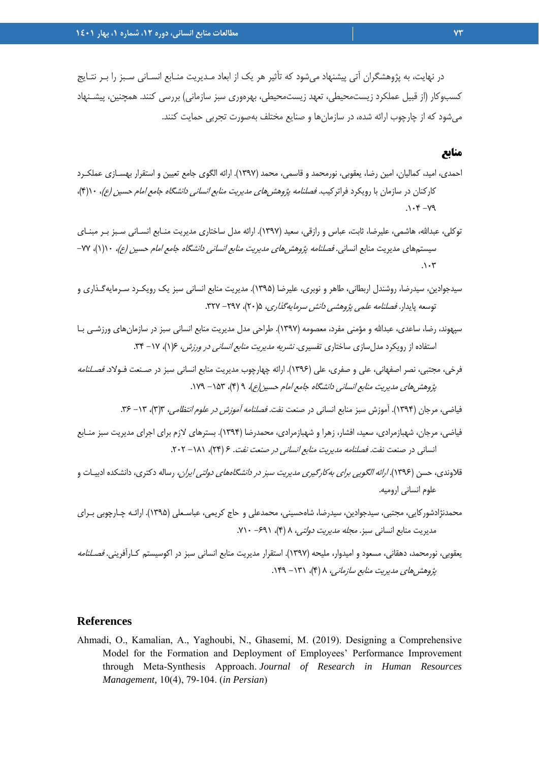در نهایت، به پژوهشگران آتی پیشنهاد می‌شود که تأثیر هر یک از ابعاد مدیریت منابع انسانی سبز را بر نتایج کسب‌وکار (از قبیل عملکرد زیست‌محیطی، تعهد زیست‌محیطی، بهره‌وری سبز سازمانی) بررسی کنند. همچنین، پیشنهاد می‌شود که از چارچوب ارائه شده، در سازمان‌ها و صنایع مختلف به‌صورت تجربی حمایت کنند.

## منابع

احمدی، امید، کمالیان، امین رضا، یعقوبی، نورمحمد و قاسمی، محمد (۱۳۹۷). ارائه الگوی جامع تعیین و استقرار بهسازی عملکرد کارکنان در سازمان با رویکرد فراترکیب. *فصلنامه پژوهش‌های مدیریت منابع انسانی دانشگاه جامع امام حسین (ع)*، ۱۰(۴)، ۷۹-۱۰۴.

توکلی، عبدالله، هاشمی، علیرضا، ثابت، عباس و رازقی، سعید (۱۳۹۷). ارائه مدل ساختاری مدیریت منابع انسانی سبز بر مبنای سیستم‌های مدیریت منابع انسانی. *فصلنامه پژوهش‌های مدیریت منابع انسانی دانشگاه جامع امام حسین (ع)*، ۱۰(۱)، ۷۷-۱۰۳.

سیدجوادین، سیدرضا، روشندل اربطانی، طاهر و نوبری، علیرضا (۱۳۹۵). مدیریت منابع انسانی سبز یک رویکرد سرمایه‌گذاری و توسعه پایدار. *فصلنامه علمی پژوهشی دانش سرمایه‌گذاری*، ۵(۲۰)، ۲۹۷- ۳۲۷.

سپهوند، رضا، ساعدی، عبدالله و مؤمنی مفرد، معصومه (۱۳۹۷). طراحی مدل مدیریت منابع انسانی سبز در سازمان‌های ورزشی با استفاده از رویکرد مدل‌سازی ساختاری تفسیری. *نشریه مدیریت منابع انسانی در ورزش*، ۶(۱)، ۱۷- ۳۴.

فرخی، مجتبی، نصر اصفهانی، علی و صفری، علی (۱۳۹۶). ارائه چهارچوب مدیریت منابع انسانی سبز در صنعت فولاد. *فصلنامه پژوهش‌های مدیریت منابع انسانی دانشگاه جامع امام حسین(ع)*، ۹ (۴)، ۱۵۳- ۱۷۹.

فیاضی، مرجان (۱۳۹۴). آموزش سبز منابع انسانی در صنعت نفت. *فصلنامه آموزش در علوم انتظامی*، ۳(۳)، ۱۳- ۳۶.

فیاضی، مرجان، شهبازمرادی، سعید، افشار، زهرا و شهبازمرادی، محمدرضا (۱۳۹۴). بسترهای لازم برای اجرای مدیریت سبز منابع انسانی در صنعت نفت. *فصلنامه مدیریت منابع انسانی در صنعت نفت*. ۶ (۲۴)، ۱۸۱- ۲۰۲.

قلاوندی، حسن (۱۳۹۶). *ارائه الگویی برای به‌کارگیری مدیریت سبز در دانشگاه‌های دولتی ایران*، رساله دکتری، دانشکده ادبیات و علوم انسانی ارومیه.

محمدنژادشورکایی، مجتبی، سیدجوادین، سیدرضا، شاه‌حسینی، محمدعلی و حاج کریمی، عباسعلی (۱۳۹۵). ارائه چارچوبی برای مدیریت منابع انسانی سبز. *مجله مدیریت دولتی*، ۸ (۴)، ۶۹۱- ۷۱۰.

یعقوبی، نورمحمد، دهقانی، مسعود و امیدوار، ملیحه (۱۳۹۷). استقرار مدیریت منابع انسانی سبز در اکوسیستم کارآفرینی. *فصلنامه پژوهش‌های مدیریت منابع سازمانی*، ۸ (۴)، ۱۳۱- ۱۴۹.

## References

Ahmadi, O., Kamalian, A., Yaghoubi, N., Ghasemi, M. (2019). Designing a Comprehensive Model for the Formation and Deployment of Employees' Performance Improvement through Meta-Synthesis Approach. *Journal of Research in Human Resources Management*, 10(4), 79-104. (*in Persian*)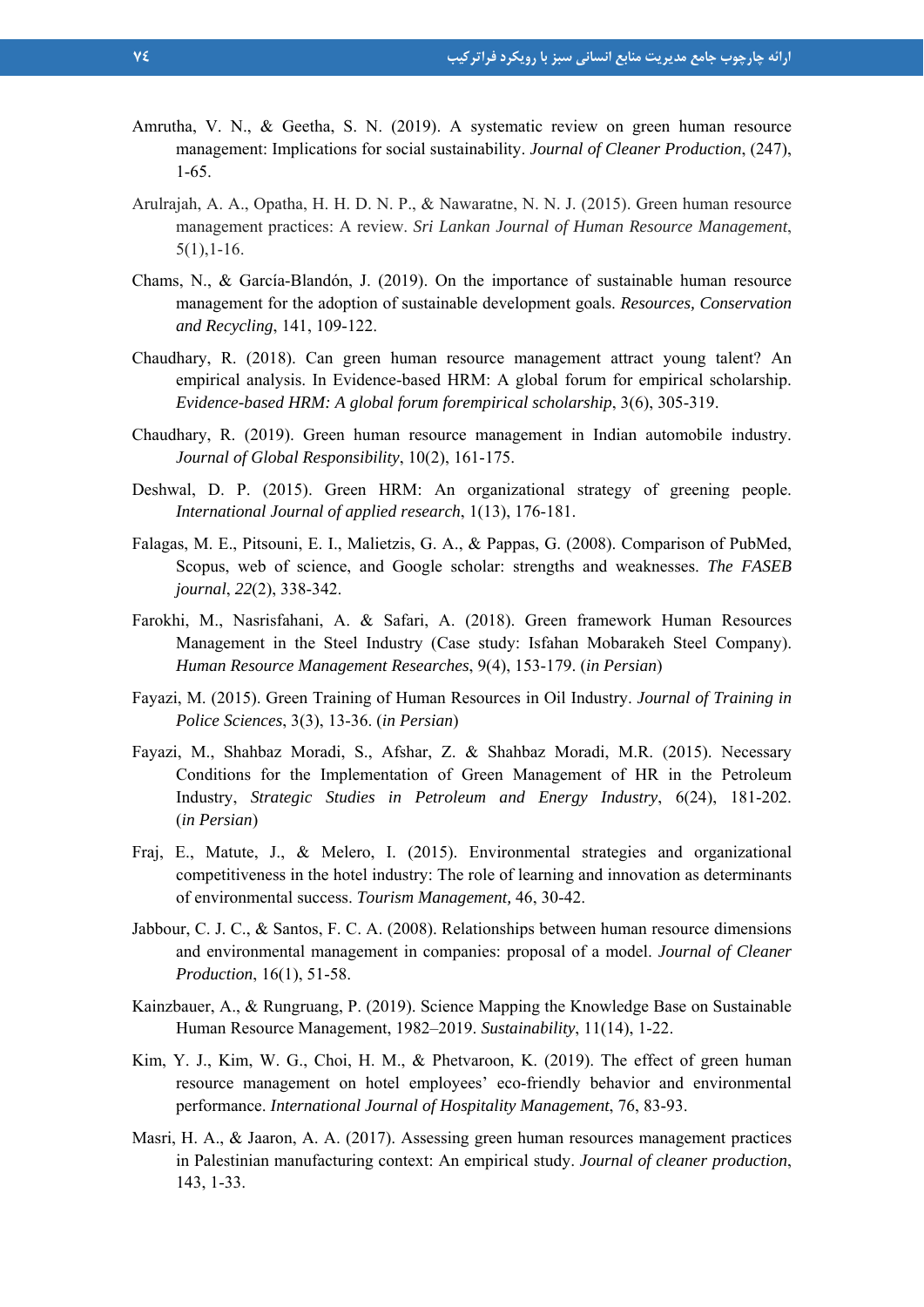Amrutha, V. N., & Geetha, S. N. (2019). A systematic review on green human resource management: Implications for social sustainability. *Journal of Cleaner Production*, (247), 1-65.

Arulrajah, A. A., Opatha, H. H. D. N. P., & Nawaratne, N. N. J. (2015). Green human resource management practices: A review. *Sri Lankan Journal of Human Resource Management*, 5(1),1-16.

Chams, N., & García-Blandón, J. (2019). On the importance of sustainable human resource management for the adoption of sustainable development goals. *Resources, Conservation and Recycling*, 141, 109-122.

Chaudhary, R. (2018). Can green human resource management attract young talent? An empirical analysis. In Evidence-based HRM: A global forum for empirical scholarship. *Evidence-based HRM: A global forum forempirical scholarship*, 3(6), 305-319.

Chaudhary, R. (2019). Green human resource management in Indian automobile industry. *Journal of Global Responsibility*, 10(2), 161-175.

Deshwal, D. P. (2015). Green HRM: An organizational strategy of greening people. *International Journal of applied research*, 1(13), 176-181.

Falagas, M. E., Pitsouni, E. I., Malietzis, G. A., & Pappas, G. (2008). Comparison of PubMed, Scopus, web of science, and Google scholar: strengths and weaknesses. *The FASEB journal*, *22*(2), 338-342.

Farokhi, M., Nasrisfahani, A. & Safari, A. (2018). Green framework Human Resources Management in the Steel Industry (Case study: Isfahan Mobarakeh Steel Company). *Human Resource Management Researches*, 9(4), 153-179. (*in Persian*)

Fayazi, M. (2015). Green Training of Human Resources in Oil Industry. *Journal of Training in Police Sciences*, 3(3), 13-36. (*in Persian*)

Fayazi, M., Shahbaz Moradi, S., Afshar, Z. & Shahbaz Moradi, M.R. (2015). Necessary Conditions for the Implementation of Green Management of HR in the Petroleum Industry, *Strategic Studies in Petroleum and Energy Industry*, 6(24), 181-202. (*in Persian*)

Fraj, E., Matute, J., & Melero, I. (2015). Environmental strategies and organizational competitiveness in the hotel industry: The role of learning and innovation as determinants of environmental success. *Tourism Management*, 46, 30-42.

Jabbour, C. J. C., & Santos, F. C. A. (2008). Relationships between human resource dimensions and environmental management in companies: proposal of a model. *Journal of Cleaner Production*, 16(1), 51-58.

Kainzbauer, A., & Rungruang, P. (2019). Science Mapping the Knowledge Base on Sustainable Human Resource Management, 1982–2019. *Sustainability*, 11(14), 1-22.

Kim, Y. J., Kim, W. G., Choi, H. M., & Phetvaroon, K. (2019). The effect of green human resource management on hotel employees' eco-friendly behavior and environmental performance. *International Journal of Hospitality Management*, 76, 83-93.

Masri, H. A., & Jaaron, A. A. (2017). Assessing green human resources management practices in Palestinian manufacturing context: An empirical study. *Journal of cleaner production*, 143, 1-33.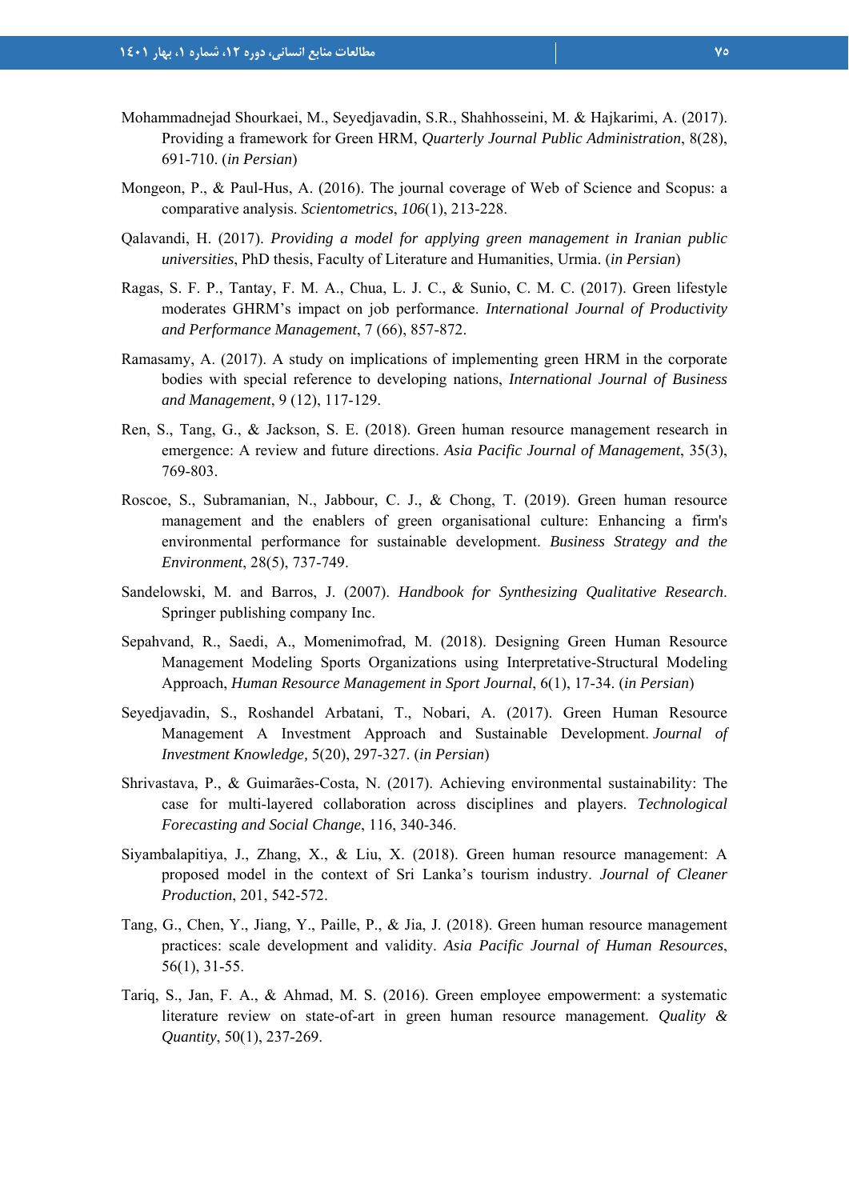Mohammadnejad Shourkaei, M., Seyedjavadin, S.R., Shahhosseini, M. & Hajkarimi, A. (2017). Providing a framework for Green HRM, *Quarterly Journal Public Administration*, 8(28), 691-710. (*in Persian*)

Mongeon, P., & Paul-Hus, A. (2016). The journal coverage of Web of Science and Scopus: a comparative analysis. *Scientometrics*, *106*(1), 213-228.

Qalavandi, H. (2017). *Providing a model for applying green management in Iranian public universities*, PhD thesis, Faculty of Literature and Humanities, Urmia. (*in Persian*)

Ragas, S. F. P., Tantay, F. M. A., Chua, L. J. C., & Sunio, C. M. C. (2017). Green lifestyle moderates GHRM's impact on job performance. *International Journal of Productivity and Performance Management*, 7 (66), 857-872.

Ramasamy, A. (2017). A study on implications of implementing green HRM in the corporate bodies with special reference to developing nations, *International Journal of Business and Management*, 9 (12), 117-129.

Ren, S., Tang, G., & Jackson, S. E. (2018). Green human resource management research in emergence: A review and future directions. *Asia Pacific Journal of Management*, 35(3), 769-803.

Roscoe, S., Subramanian, N., Jabbour, C. J., & Chong, T. (2019). Green human resource management and the enablers of green organisational culture: Enhancing a firm's environmental performance for sustainable development. *Business Strategy and the Environment*, 28(5), 737-749.

Sandelowski, M. and Barros, J. (2007). *Handbook for Synthesizing Qualitative Research*. Springer publishing company Inc.

Sepahvand, R., Saedi, A., Momenimofrad, M. (2018). Designing Green Human Resource Management Modeling Sports Organizations using Interpretative-Structural Modeling Approach, *Human Resource Management in Sport Journal*, 6(1), 17-34. (*in Persian*)

Seyedjavadin, S., Roshandel Arbatani, T., Nobari, A. (2017). Green Human Resource Management A Investment Approach and Sustainable Development. *Journal of Investment Knowledge,* 5(20), 297-327. (*in Persian*)

Shrivastava, P., & Guimarães-Costa, N. (2017). Achieving environmental sustainability: The case for multi-layered collaboration across disciplines and players. *Technological Forecasting and Social Change*, 116, 340-346.

Siyambalapitiya, J., Zhang, X., & Liu, X. (2018). Green human resource management: A proposed model in the context of Sri Lanka's tourism industry. *Journal of Cleaner Production*, 201, 542-572.

Tang, G., Chen, Y., Jiang, Y., Paille, P., & Jia, J. (2018). Green human resource management practices: scale development and validity. *Asia Pacific Journal of Human Resources*, 56(1), 31-55.

Tariq, S., Jan, F. A., & Ahmad, M. S. (2016). Green employee empowerment: a systematic literature review on state-of-art in green human resource management. *Quality & Quantity*, 50(1), 237-269.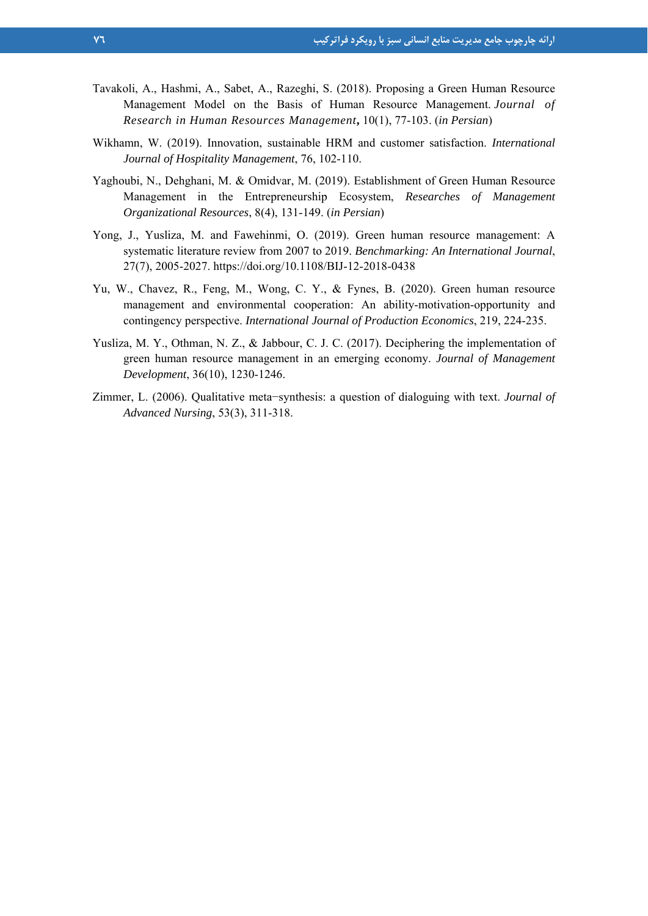Tavakoli, A., Hashmi, A., Sabet, A., Razeghi, S. (2018). Proposing a Green Human Resource Management Model on the Basis of Human Resource Management. *Journal of Research in Human Resources Management*, 10(1), 77-103. (*in Persian*)

Wikhamn, W. (2019). Innovation, sustainable HRM and customer satisfaction. *International Journal of Hospitality Management*, 76, 102-110.

Yaghoubi, N., Dehghani, M. & Omidvar, M. (2019). Establishment of Green Human Resource Management in the Entrepreneurship Ecosystem, *Researches of Management Organizational Resources*, 8(4), 131-149. (*in Persian*)

Yong, J., Yusliza, M. and Fawehinmi, O. (2019). Green human resource management: A systematic literature review from 2007 to 2019. *Benchmarking: An International Journal*, 27(7), 2005-2027. https://doi.org/10.1108/BIJ-12-2018-0438

Yu, W., Chavez, R., Feng, M., Wong, C. Y., & Fynes, B. (2020). Green human resource management and environmental cooperation: An ability-motivation-opportunity and contingency perspective. *International Journal of Production Economics*, 219, 224-235.

Yusliza, M. Y., Othman, N. Z., & Jabbour, C. J. C. (2017). Deciphering the implementation of green human resource management in an emerging economy. *Journal of Management Development*, 36(10), 1230-1246.

Zimmer, L. (2006). Qualitative meta–synthesis: a question of dialoguing with text. *Journal of Advanced Nursing*, 53(3), 311-318.